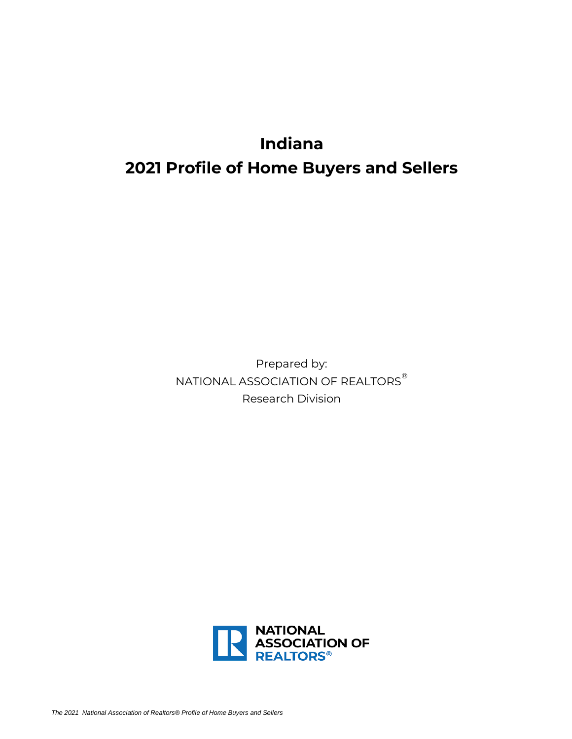# Indiana

# 2021 Profile of Home Buyers and Sellers

Prepared by:
NATIONAL ASSOCIATION OF REALTORS®
Research Division

NATIONAL ASSOCIATION OF REALTORS®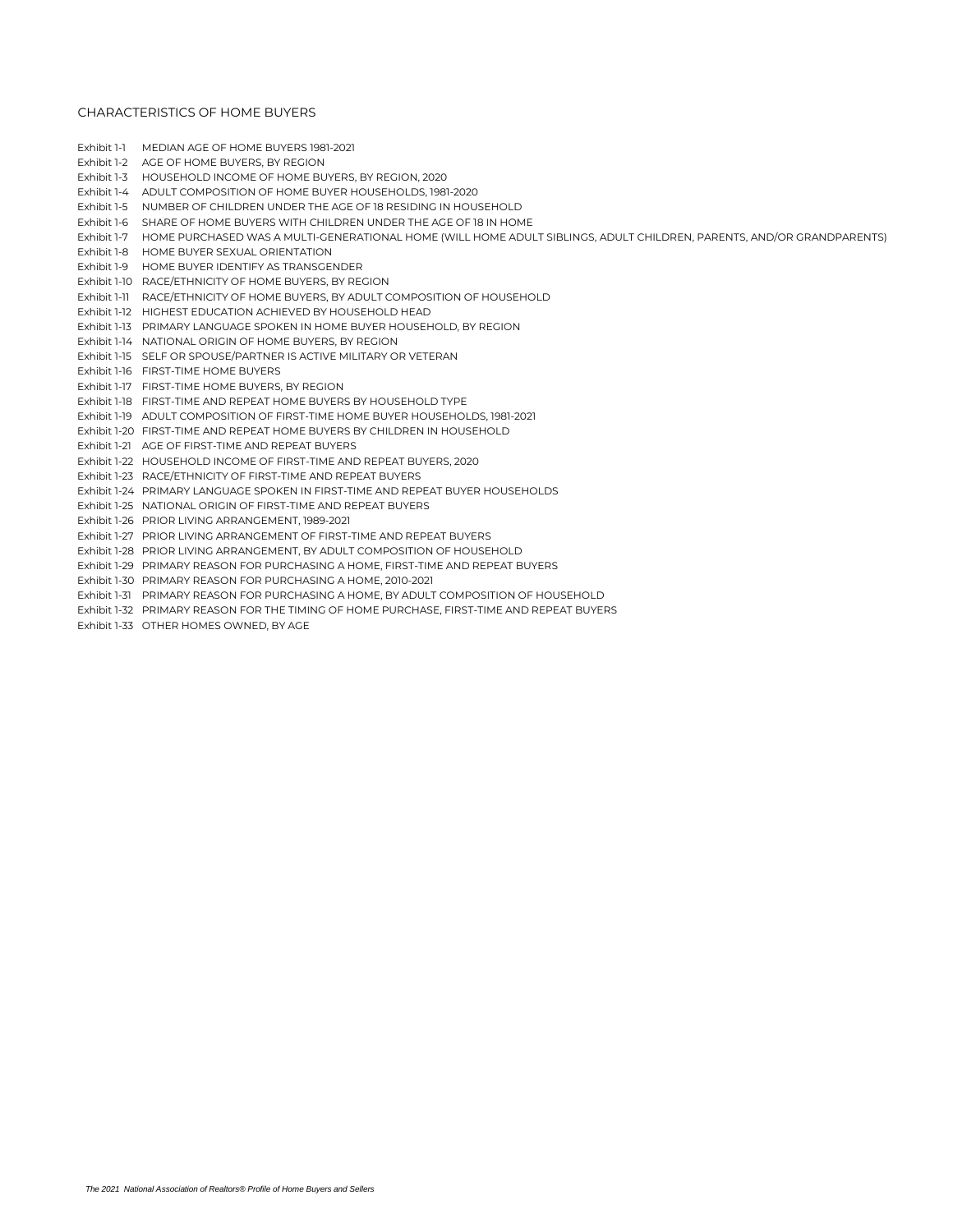## CHARACTERISTICS OF HOME BUYERS

Exhibit 1-1 MEDIAN AGE OF HOME BUYERS 1981-2021
Exhibit 1-2 AGE OF HOME BUYERS, BY REGION
Exhibit 1-3 HOUSEHOLD INCOME OF HOME BUYERS, BY REGION, 2020
Exhibit 1-4 ADULT COMPOSITION OF HOME BUYER HOUSEHOLDS, 1981-2020
Exhibit 1-5 NUMBER OF CHILDREN UNDER THE AGE OF 18 RESIDING IN HOUSEHOLD
Exhibit 1-6 SHARE OF HOME BUYERS WITH CHILDREN UNDER THE AGE OF 18 IN HOME
Exhibit 1-7 HOME PURCHASED WAS A MULTI-GENERATIONAL HOME (WILL HOME ADULT SIBLINGS, ADULT CHILDREN, PARENTS, AND/OR GRANDPARENTS)
Exhibit 1-8 HOME BUYER SEXUAL ORIENTATION
Exhibit 1-9 HOME BUYER IDENTIFY AS TRANSGENDER
Exhibit 1-10 RACE/ETHNICITY OF HOME BUYERS, BY REGION
Exhibit 1-11 RACE/ETHNICITY OF HOME BUYERS, BY ADULT COMPOSITION OF HOUSEHOLD
Exhibit 1-12 HIGHEST EDUCATION ACHIEVED BY HOUSEHOLD HEAD
Exhibit 1-13 PRIMARY LANGUAGE SPOKEN IN HOME BUYER HOUSEHOLD, BY REGION
Exhibit 1-14 NATIONAL ORIGIN OF HOME BUYERS, BY REGION
Exhibit 1-15 SELF OR SPOUSE/PARTNER IS ACTIVE MILITARY OR VETERAN
Exhibit 1-16 FIRST-TIME HOME BUYERS
Exhibit 1-17 FIRST-TIME HOME BUYERS, BY REGION
Exhibit 1-18 FIRST-TIME AND REPEAT HOME BUYERS BY HOUSEHOLD TYPE
Exhibit 1-19 ADULT COMPOSITION OF FIRST-TIME HOME BUYER HOUSEHOLDS, 1981-2021
Exhibit 1-20 FIRST-TIME AND REPEAT HOME BUYERS BY CHILDREN IN HOUSEHOLD
Exhibit 1-21 AGE OF FIRST-TIME AND REPEAT BUYERS
Exhibit 1-22 HOUSEHOLD INCOME OF FIRST-TIME AND REPEAT BUYERS, 2020
Exhibit 1-23 RACE/ETHNICITY OF FIRST-TIME AND REPEAT BUYERS
Exhibit 1-24 PRIMARY LANGUAGE SPOKEN IN FIRST-TIME AND REPEAT BUYER HOUSEHOLDS
Exhibit 1-25 NATIONAL ORIGIN OF FIRST-TIME AND REPEAT BUYERS
Exhibit 1-26 PRIOR LIVING ARRANGEMENT, 1989-2021
Exhibit 1-27 PRIOR LIVING ARRANGEMENT OF FIRST-TIME AND REPEAT BUYERS
Exhibit 1-28 PRIOR LIVING ARRANGEMENT, BY ADULT COMPOSITION OF HOUSEHOLD
Exhibit 1-29 PRIMARY REASON FOR PURCHASING A HOME, FIRST-TIME AND REPEAT BUYERS
Exhibit 1-30 PRIMARY REASON FOR PURCHASING A HOME, 2010-2021
Exhibit 1-31 PRIMARY REASON FOR PURCHASING A HOME, BY ADULT COMPOSITION OF HOUSEHOLD
Exhibit 1-32 PRIMARY REASON FOR THE TIMING OF HOME PURCHASE, FIRST-TIME AND REPEAT BUYERS
Exhibit 1-33 OTHER HOMES OWNED, BY AGE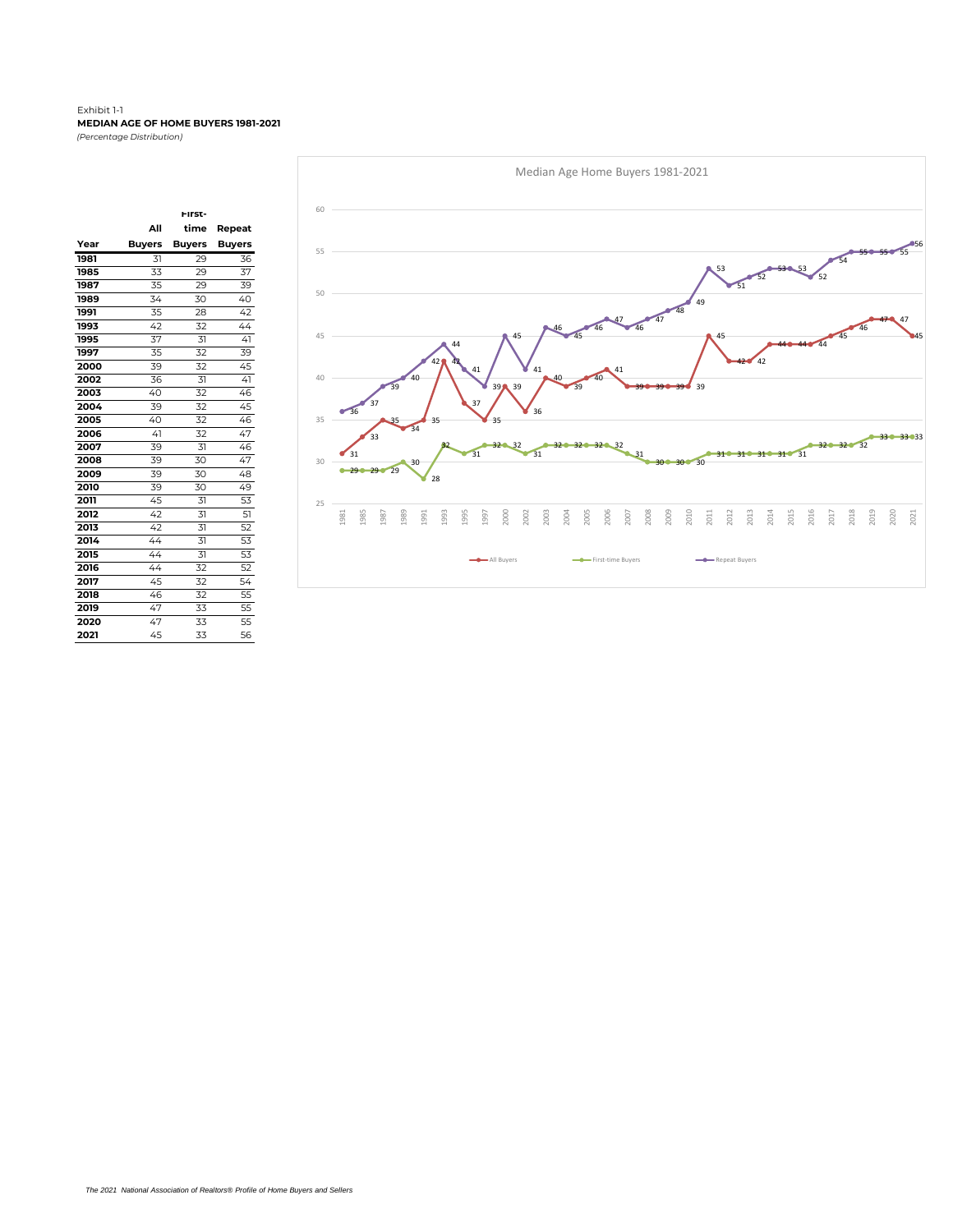Exhibit 1-1

**MEDIAN AGE OF HOME BUYERS 1981-2021**

*(Percentage Distribution)*

| Year | All Buyers | First-time Buyers | Repeat Buyers |
|---|---|---|---|
| 1981 | 31 | 29 | 36 |
| 1985 | 33 | 29 | 37 |
| 1987 | 35 | 29 | 39 |
| 1989 | 34 | 30 | 40 |
| 1991 | 35 | 28 | 42 |
| 1993 | 42 | 32 | 44 |
| 1995 | 37 | 31 | 41 |
| 1997 | 35 | 32 | 39 |
| 2000 | 39 | 32 | 45 |
| 2002 | 36 | 31 | 41 |
| 2003 | 40 | 32 | 46 |
| 2004 | 39 | 32 | 45 |
| 2005 | 40 | 32 | 46 |
| 2006 | 41 | 32 | 47 |
| 2007 | 39 | 31 | 46 |
| 2008 | 39 | 30 | 47 |
| 2009 | 39 | 30 | 48 |
| 2010 | 39 | 30 | 49 |
| 2011 | 45 | 31 | 53 |
| 2012 | 42 | 31 | 51 |
| 2013 | 42 | 31 | 52 |
| 2014 | 44 | 31 | 53 |
| 2015 | 44 | 31 | 53 |
| 2016 | 44 | 32 | 52 |
| 2017 | 45 | 32 | 54 |
| 2018 | 46 | 32 | 55 |
| 2019 | 47 | 33 | 55 |
| 2020 | 47 | 33 | 55 |
| 2021 | 45 | 33 | 56 |

Median Age Home Buyers 1981-2021

*The 2021 National Association of Realtors® Profile of Home Buyers and Sellers*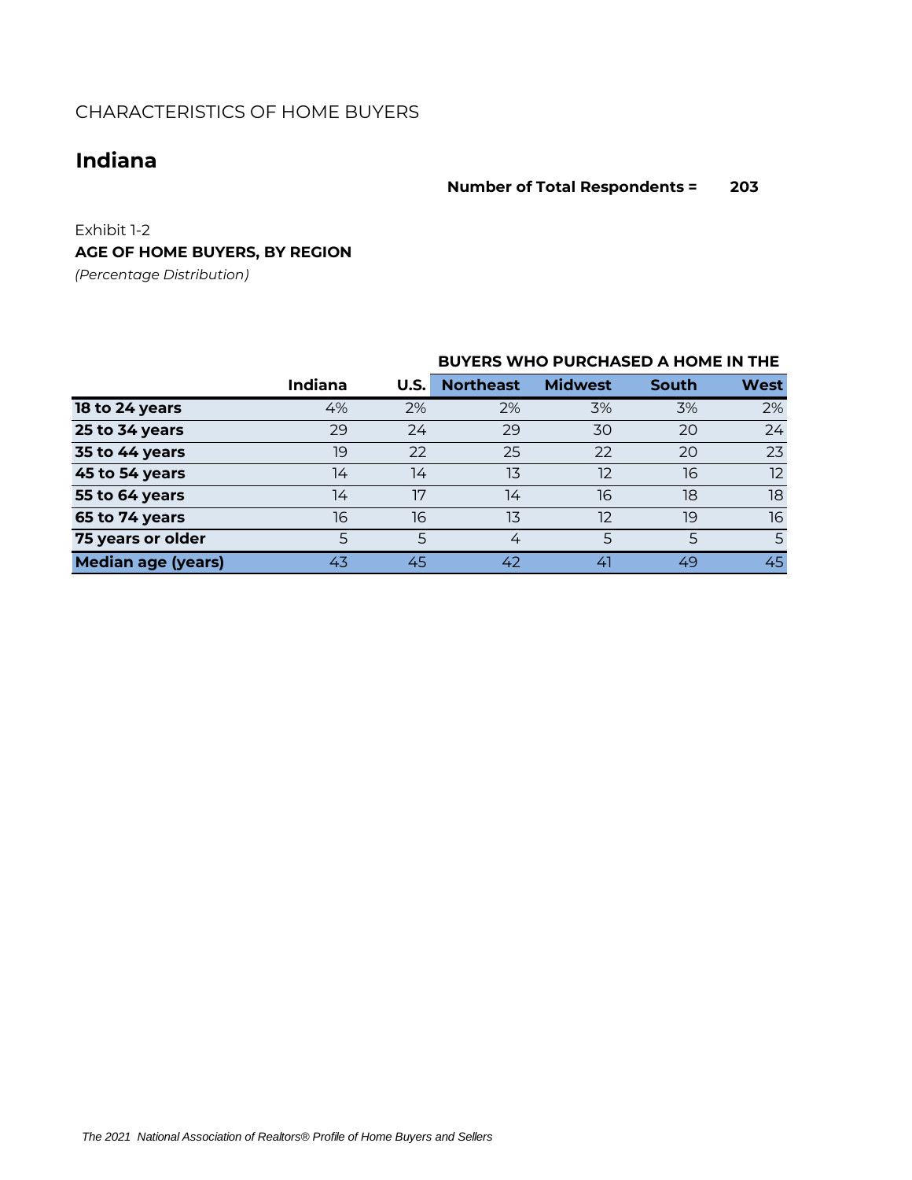CHARACTERISTICS OF HOME BUYERS

# Indiana

**Number of Total Respondents = 203**

Exhibit 1-2

**AGE OF HOME BUYERS, BY REGION**

*(Percentage Distribution)*

| | | | BUYERS WHO PURCHASED A HOME IN THE | | | |
|---|---|---|---|---|---|---|
| | **Indiana** | **U.S.** | **Northeast** | **Midwest** | **South** | **West** |
| **18 to 24 years** | 4% | 2% | 2% | 3% | 3% | 2% |
| **25 to 34 years** | 29 | 24 | 29 | 30 | 20 | 24 |
| **35 to 44 years** | 19 | 22 | 25 | 22 | 20 | 23 |
| **45 to 54 years** | 14 | 14 | 13 | 12 | 16 | 12 |
| **55 to 64 years** | 14 | 17 | 14 | 16 | 18 | 18 |
| **65 to 74 years** | 16 | 16 | 13 | 12 | 19 | 16 |
| **75 years or older** | 5 | 5 | 4 | 5 | 5 | 5 |
| **Median age (years)** | 43 | 45 | 42 | 41 | 49 | 45 |

*The 2021 National Association of Realtors® Profile of Home Buyers and Sellers*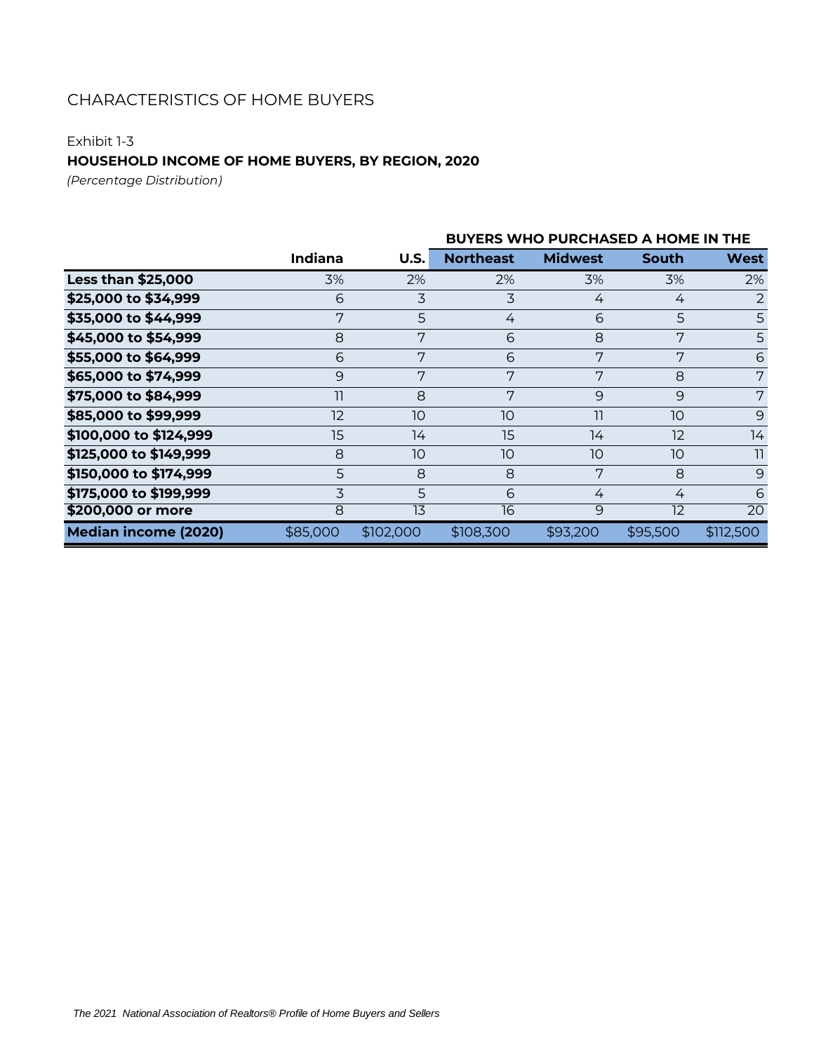## CHARACTERISTICS OF HOME BUYERS

Exhibit 1-3

**HOUSEHOLD INCOME OF HOME BUYERS, BY REGION, 2020**

*(Percentage Distribution)*

| | | | BUYERS WHO PURCHASED A HOME IN THE | | | |
|---|---|---|---|---|---|---|
| | **Indiana** | **U.S.** | **Northeast** | **Midwest** | **South** | **West** |
| **Less than $25,000** | 3% | 2% | 2% | 3% | 3% | 2% |
| **$25,000 to $34,999** | 6 | 3 | 3 | 4 | 4 | 2 |
| **$35,000 to $44,999** | 7 | 5 | 4 | 6 | 5 | 5 |
| **$45,000 to $54,999** | 8 | 7 | 6 | 8 | 7 | 5 |
| **$55,000 to $64,999** | 6 | 7 | 6 | 7 | 7 | 6 |
| **$65,000 to $74,999** | 9 | 7 | 7 | 7 | 8 | 7 |
| **$75,000 to $84,999** | 11 | 8 | 7 | 9 | 9 | 7 |
| **$85,000 to $99,999** | 12 | 10 | 10 | 11 | 10 | 9 |
| **$100,000 to $124,999** | 15 | 14 | 15 | 14 | 12 | 14 |
| **$125,000 to $149,999** | 8 | 10 | 10 | 10 | 10 | 11 |
| **$150,000 to $174,999** | 5 | 8 | 8 | 7 | 8 | 9 |
| **$175,000 to $199,999** | 3 | 5 | 6 | 4 | 4 | 6 |
| **$200,000 or more** | 8 | 13 | 16 | 9 | 12 | 20 |
| **Median income (2020)** | $85,000 | $102,000 | $108,300 | $93,200 | $95,500 | $112,500 |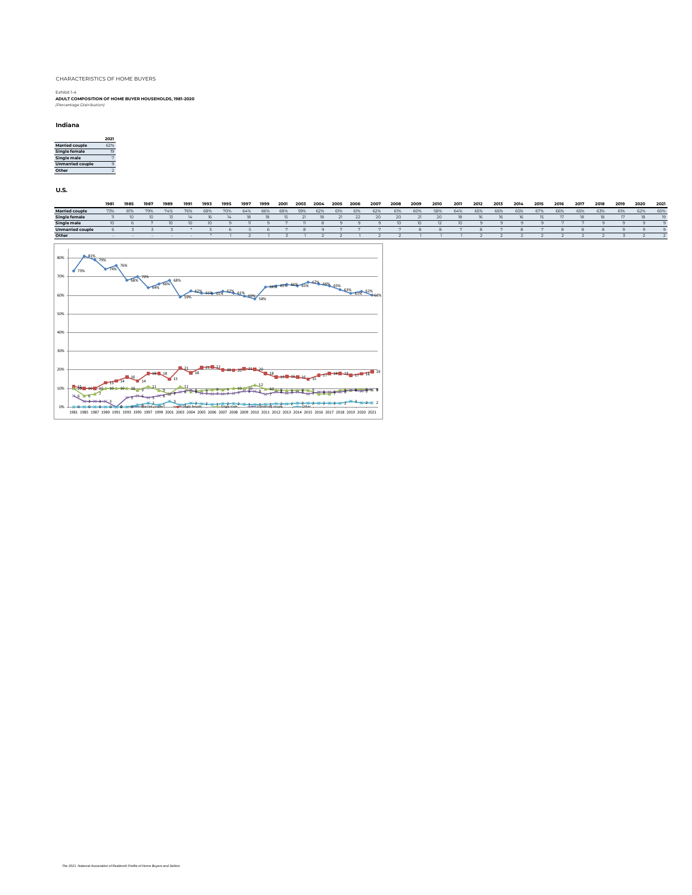CHARACTERISTICS OF HOME BUYERS

Exhibit 1-4

**ADULT COMPOSITION OF HOME BUYER HOUSEHOLDS, 1981-2020**

*(Percentage Distribution)*

## Indiana

| | 2021 |
|---|---|
| **Married couple** | 62% |
| **Single female** | 19 |
| **Single male** | 7 |
| **Unmarried couple** | 9 |
| **Other** | 2 |

## U.S.

| | 1981 | 1985 | 1987 | 1989 | 1991 | 1993 | 1995 | 1997 | 1999 | 2001 | 2003 | 2004 | 2005 | 2006 | 2007 | 2008 | 2009 | 2010 | 2011 | 2012 | 2013 | 2014 | 2015 | 2016 | 2017 | 2018 | 2019 | 2020 | 2021 |
|---|---|---|---|---|---|---|---|---|---|---|---|---|---|---|---|---|---|---|---|---|---|---|---|---|---|---|---|---|---|
| **Married couple** | 73% | 81% | 79% | 74% | 76% | 68% | 70% | 64% | 66% | 68% | 59% | 62% | 61% | 61% | 62% | 61% | 60% | 58% | 64% | 65% | 66% | 65% | 67% | 66% | 65% | 63% | 61% | 62% | 60% |
| **Single female** | 11 | 10 | 10 | 13 | 14 | 16 | 14 | 18 | 18 | 15 | 21 | 18 | 21 | 22 | 20 | 20 | 21 | 20 | 18 | 16 | 16 | 16 | 15 | 17 | 18 | 18 | 17 | 18 | 19 |
| **Single male** | 10 | 6 | 7 | 10 | 10 | 10 | 9 | 11 | 9 | 7 | 11 | 8 | 9 | 9 | 9 | 10 | 10 | 12 | 10 | 9 | 9 | 9 | 9 | 7 | 7 | 9 | 9 | 9 | 9 |
| **Unmarried couple** | 6 | 3 | 3 | 3 | * | 5 | 6 | 5 | 6 | 7 | 8 | 9 | 7 | 7 | 7 | 7 | 8 | 8 | 7 | 8 | 7 | 8 | 7 | 8 | 8 | 8 | 9 | 9 | 9 |
| **Other** | - | - | - | - | - | * | 1 | 2 | 1 | 3 | 1 | 2 | 2 | 1 | 2 | 2 | 1 | 1 | 1 | 2 | 2 | 2 | 2 | 2 | 2 | 2 | 3 | 2 | 2 |

*The 2021 National Association of Realtors® Profile of Home Buyers and Sellers*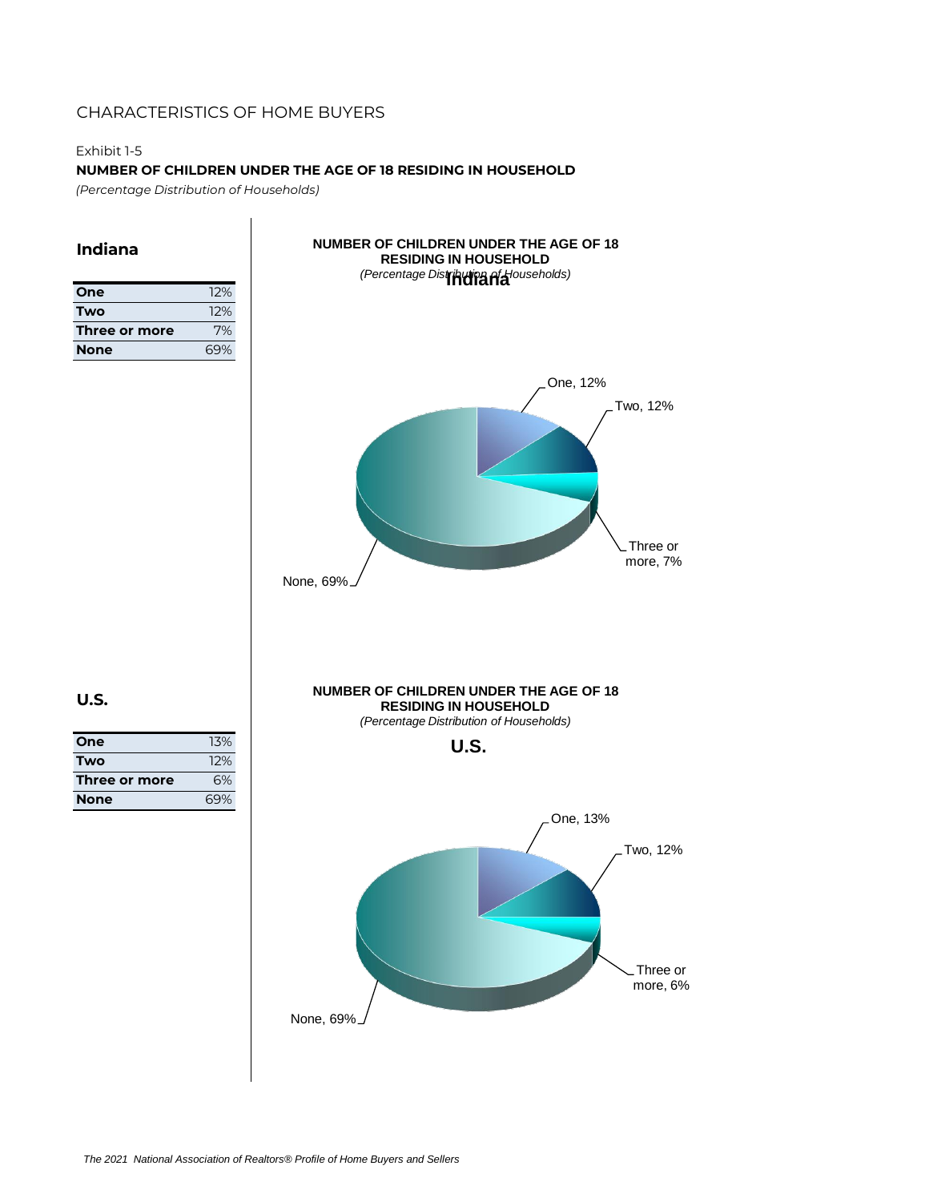CHARACTERISTICS OF HOME BUYERS

Exhibit 1-5

**NUMBER OF CHILDREN UNDER THE AGE OF 18 RESIDING IN HOUSEHOLD**

*(Percentage Distribution of Households)*

## Indiana

| | |
|---|---|
| **One** | 12% |
| **Two** | 12% |
| **Three or more** | 7% |
| **None** | 69% |

**NUMBER OF CHILDREN UNDER THE AGE OF 18 RESIDING IN HOUSEHOLD**
*(Percentage Distribution of Households)*
**Indiana**

One, 12%
Two, 12%
Three or more, 7%
None, 69%

## U.S.

| | |
|---|---|
| **One** | 13% |
| **Two** | 12% |
| **Three or more** | 6% |
| **None** | 69% |

**NUMBER OF CHILDREN UNDER THE AGE OF 18 RESIDING IN HOUSEHOLD**
*(Percentage Distribution of Households)*
**U.S.**

One, 13%
Two, 12%
Three or more, 6%
None, 69%

*The 2021 National Association of Realtors® Profile of Home Buyers and Sellers*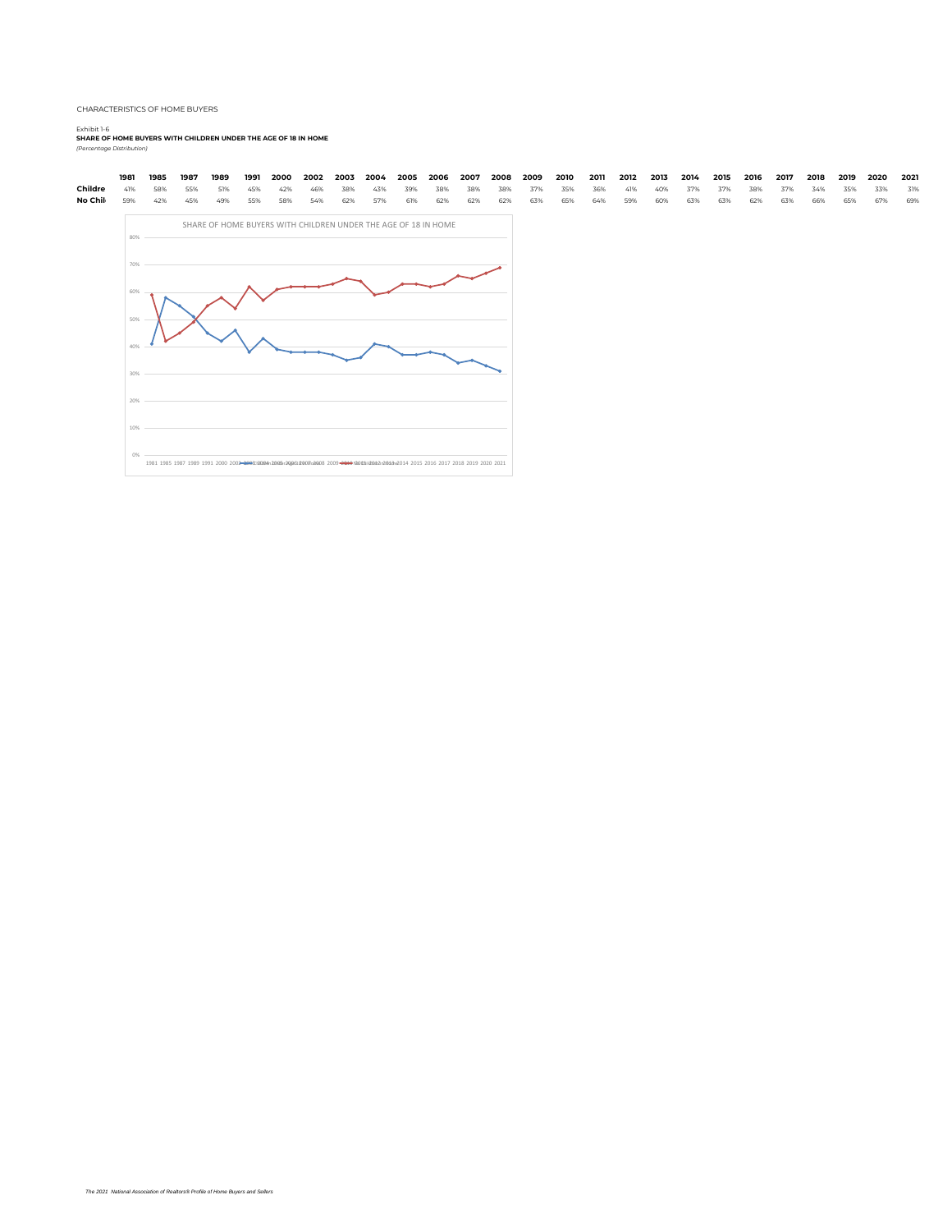CHARACTERISTICS OF HOME BUYERS

Exhibit 1-6

**SHARE OF HOME BUYERS WITH CHILDREN UNDER THE AGE OF 18 IN HOME**

*(Percentage Distribution)*

| | 1981 | 1985 | 1987 | 1989 | 1991 | 2000 | 2002 | 2003 | 2004 | 2005 | 2006 | 2007 | 2008 | 2009 | 2010 | 2011 | 2012 | 2013 | 2014 | 2015 | 2016 | 2017 | 2018 | 2019 | 2020 | 2021 |
|---|---|---|---|---|---|---|---|---|---|---|---|---|---|---|---|---|---|---|---|---|---|---|---|---|---|---|
| **Childre** | 41% | 58% | 55% | 51% | 45% | 42% | 46% | 38% | 43% | 39% | 38% | 38% | 38% | 37% | 35% | 36% | 41% | 40% | 37% | 37% | 38% | 37% | 34% | 35% | 33% | 31% |
| **No Chil** | 59% | 42% | 45% | 49% | 55% | 58% | 54% | 62% | 57% | 61% | 62% | 62% | 62% | 63% | 65% | 64% | 59% | 60% | 63% | 63% | 62% | 63% | 66% | 65% | 67% | 69% |

SHARE OF HOME BUYERS WITH CHILDREN UNDER THE AGE OF 18 IN HOME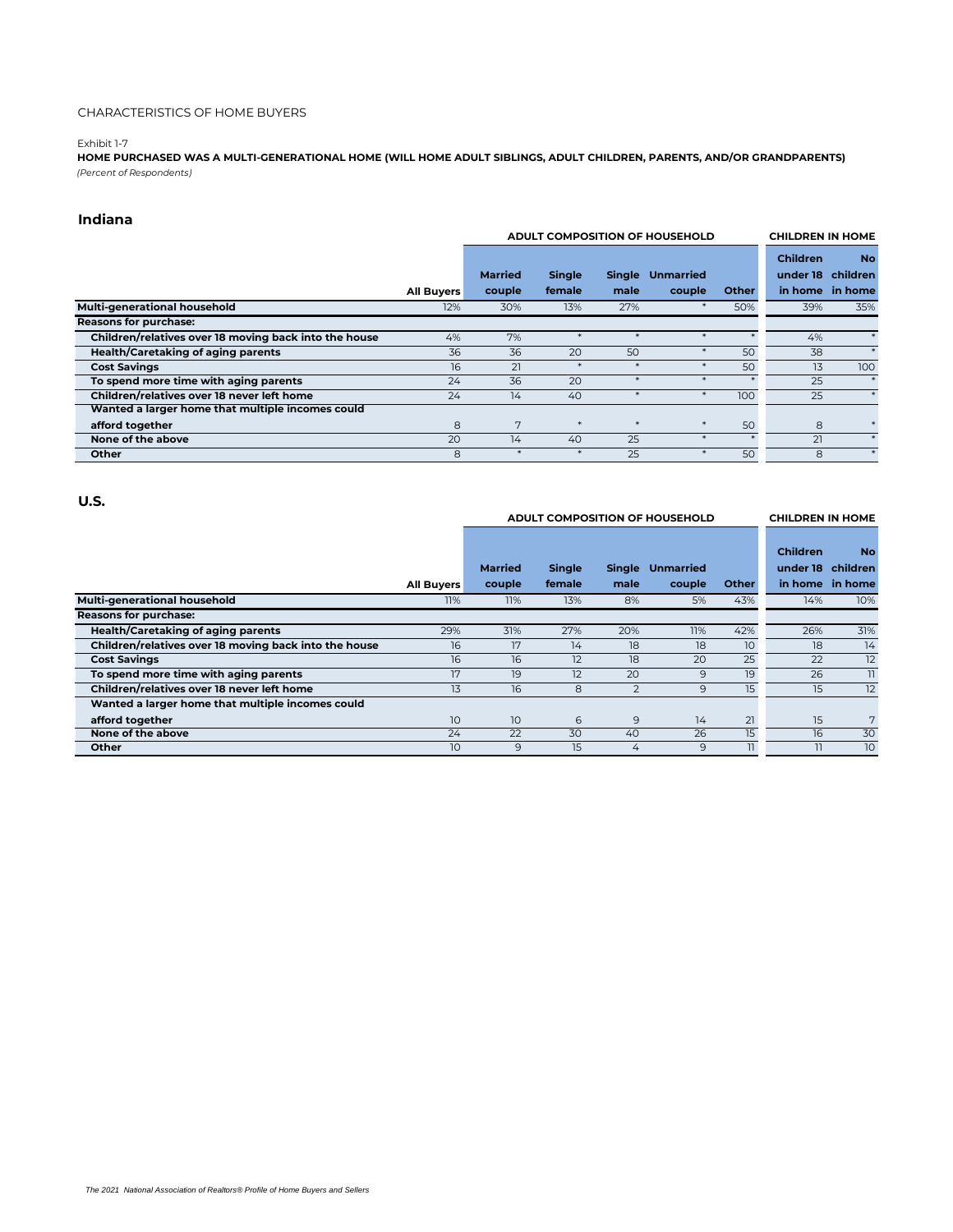CHARACTERISTICS OF HOME BUYERS

Exhibit 1-7

**HOME PURCHASED WAS A MULTI-GENERATIONAL HOME (WILL HOME ADULT SIBLINGS, ADULT CHILDREN, PARENTS, AND/OR GRANDPARENTS)**

*(Percent of Respondents)*

## Indiana

| | | ADULT COMPOSITION OF HOUSEHOLD | | | | | CHILDREN IN HOME | |
|---|---|---|---|---|---|---|---|---|
| | All Buyers | Married couple | Single female | Single male | Unmarried couple | Other | Children under 18 in home | No children in home |
| **Multi-generational household** | 12% | 30% | 13% | 27% | * | 50% | 39% | 35% |
| **Reasons for purchase:** | | | | | | | | |
| **Children/relatives over 18 moving back into the house** | 4% | 7% | * | * | * | * | 4% | * |
| **Health/Caretaking of aging parents** | 36 | 36 | 20 | 50 | * | 50 | 38 | * |
| **Cost Savings** | 16 | 21 | * | * | * | 50 | 13 | 100 |
| **To spend more time with aging parents** | 24 | 36 | 20 | * | * | * | 25 | * |
| **Children/relatives over 18 never left home** | 24 | 14 | 40 | * | * | 100 | 25 | * |
| **Wanted a larger home that multiple incomes could afford together** | 8 | 7 | * | * | * | 50 | 8 | * |
| **None of the above** | 20 | 14 | 40 | 25 | * | * | 21 | * |
| **Other** | 8 | * | * | 25 | * | 50 | 8 | * |

## U.S.

| | | ADULT COMPOSITION OF HOUSEHOLD | | | | | CHILDREN IN HOME | |
|---|---|---|---|---|---|---|---|---|
| | All Buyers | Married couple | Single female | Single male | Unmarried couple | Other | Children under 18 in home | No children in home |
| **Multi-generational household** | 11% | 11% | 13% | 8% | 5% | 43% | 14% | 10% |
| **Reasons for purchase:** | | | | | | | | |
| **Health/Caretaking of aging parents** | 29% | 31% | 27% | 20% | 11% | 42% | 26% | 31% |
| **Children/relatives over 18 moving back into the house** | 16 | 17 | 14 | 18 | 18 | 10 | 18 | 14 |
| **Cost Savings** | 16 | 16 | 12 | 18 | 20 | 25 | 22 | 12 |
| **To spend more time with aging parents** | 17 | 19 | 12 | 20 | 9 | 19 | 26 | 11 |
| **Children/relatives over 18 never left home** | 13 | 16 | 8 | 2 | 9 | 15 | 15 | 12 |
| **Wanted a larger home that multiple incomes could afford together** | 10 | 10 | 6 | 9 | 14 | 21 | 15 | 7 |
| **None of the above** | 24 | 22 | 30 | 40 | 26 | 15 | 16 | 30 |
| **Other** | 10 | 9 | 15 | 4 | 9 | 11 | 11 | 10 |

*The 2021 National Association of Realtors® Profile of Home Buyers and Sellers*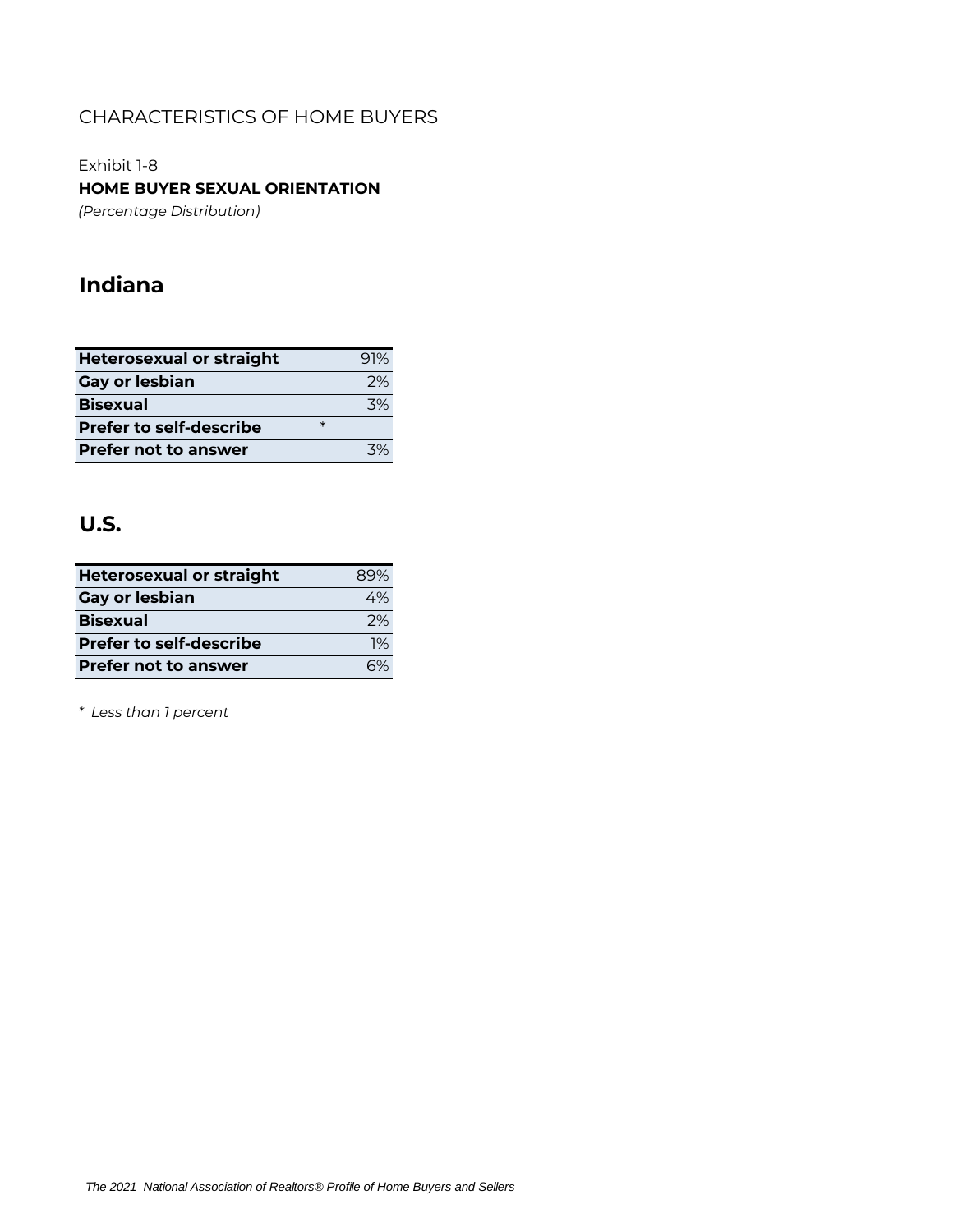CHARACTERISTICS OF HOME BUYERS

Exhibit 1-8

**HOME BUYER SEXUAL ORIENTATION**

*(Percentage Distribution)*

## Indiana

| | |
|---|---|
| **Heterosexual or straight** | 91% |
| **Gay or lesbian** | 2% |
| **Bisexual** | 3% |
| **Prefer to self-describe** | * |
| **Prefer not to answer** | 3% |

## U.S.

| | |
|---|---|
| **Heterosexual or straight** | 89% |
| **Gay or lesbian** | 4% |
| **Bisexual** | 2% |
| **Prefer to self-describe** | 1% |
| **Prefer not to answer** | 6% |

*\* Less than 1 percent*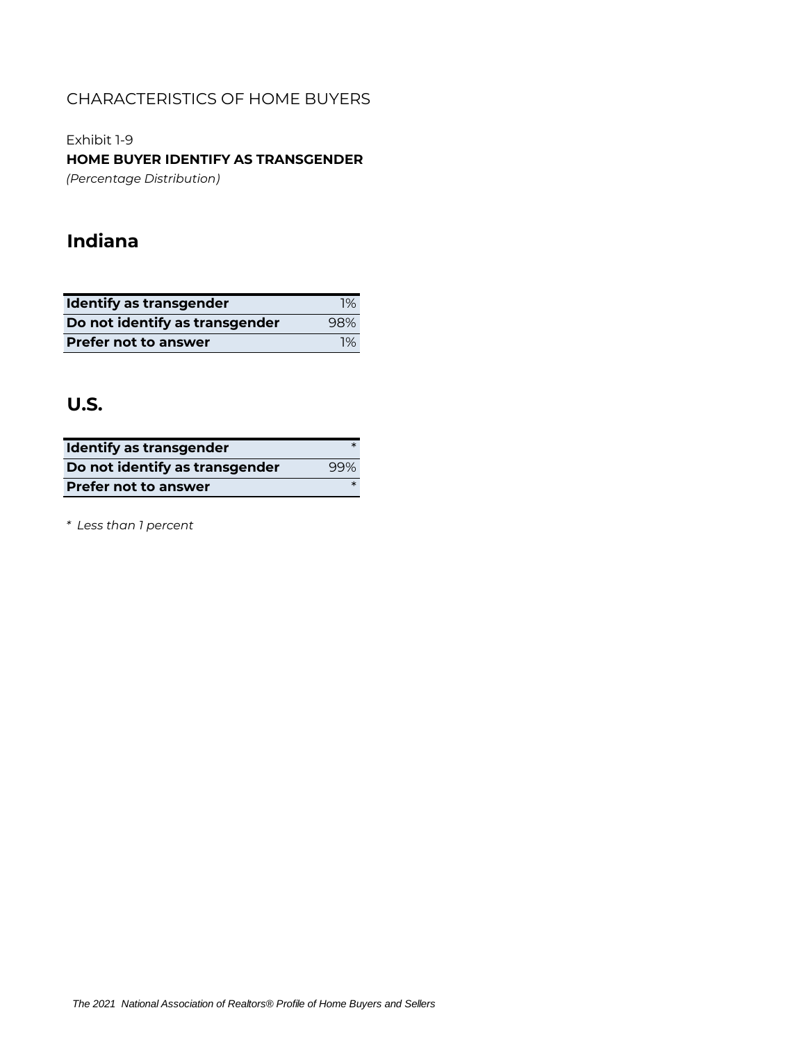CHARACTERISTICS OF HOME BUYERS

Exhibit 1-9

**HOME BUYER IDENTIFY AS TRANSGENDER**

*(Percentage Distribution)*

## Indiana

| | |
|---|---|
| **Identify as transgender** | 1% |
| **Do not identify as transgender** | 98% |
| **Prefer not to answer** | 1% |

## U.S.

| | |
|---|---|
| **Identify as transgender** | * |
| **Do not identify as transgender** | 99% |
| **Prefer not to answer** | * |

*\* Less than 1 percent*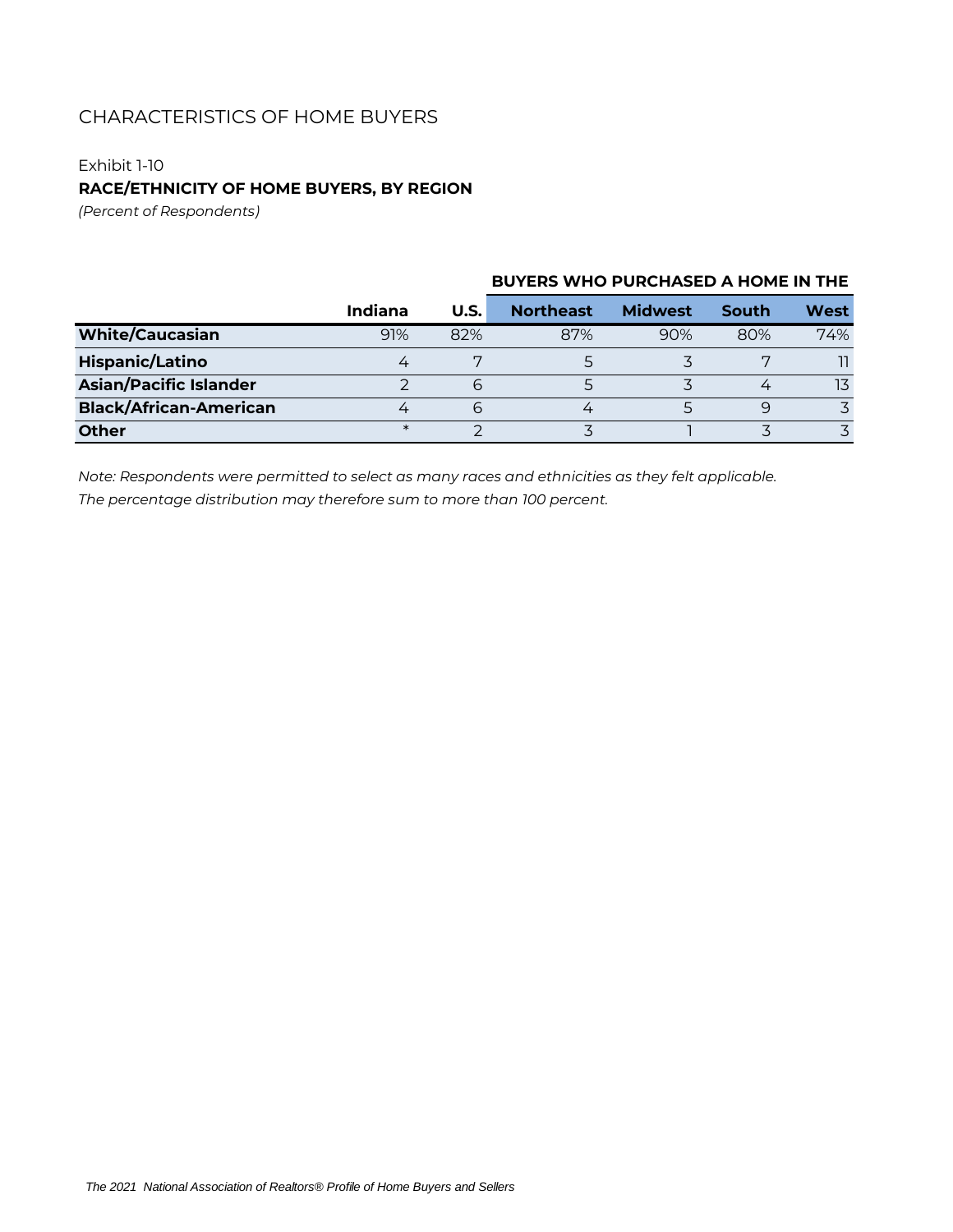## CHARACTERISTICS OF HOME BUYERS

Exhibit 1-10

**RACE/ETHNICITY OF HOME BUYERS, BY REGION**

*(Percent of Respondents)*

| | | | BUYERS WHO PURCHASED A HOME IN THE | | | |
|---|---|---|---|---|---|---|
| | **Indiana** | **U.S.** | **Northeast** | **Midwest** | **South** | **West** |
| **White/Caucasian** | 91% | 82% | 87% | 90% | 80% | 74% |
| **Hispanic/Latino** | 4 | 7 | 5 | 3 | 7 | 11 |
| **Asian/Pacific Islander** | 2 | 6 | 5 | 3 | 4 | 13 |
| **Black/African-American** | 4 | 6 | 4 | 5 | 9 | 3 |
| **Other** | * | 2 | 3 | 1 | 3 | 3 |

*Note: Respondents were permitted to select as many races and ethnicities as they felt applicable. The percentage distribution may therefore sum to more than 100 percent.*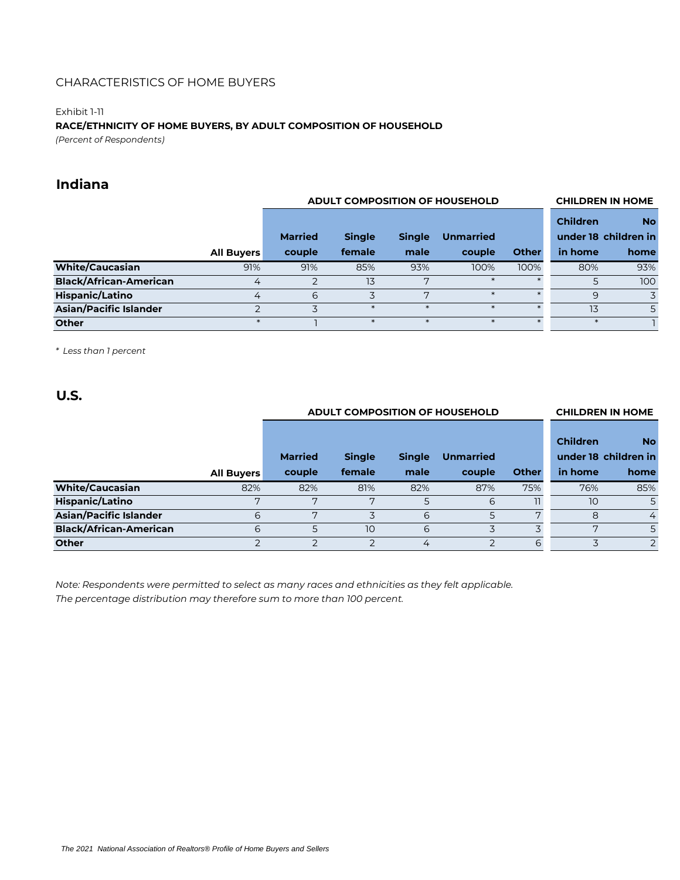CHARACTERISTICS OF HOME BUYERS

Exhibit 1-11

**RACE/ETHNICITY OF HOME BUYERS, BY ADULT COMPOSITION OF HOUSEHOLD**

*(Percent of Respondents)*

## Indiana

| | | ADULT COMPOSITION OF HOUSEHOLD | | | | | CHILDREN IN HOME | |
|---|---|---|---|---|---|---|---|---|
| | All Buyers | Married couple | Single female | Single male | Unmarried couple | Other | Children under 18 in home | No children in home |
| **White/Caucasian** | 91% | 91% | 85% | 93% | 100% | 100% | 80% | 93% |
| **Black/African-American** | 4 | 2 | 13 | 7 | * | * | 5 | 100 |
| **Hispanic/Latino** | 4 | 6 | 3 | 7 | * | * | 9 | 3 |
| **Asian/Pacific Islander** | 2 | 3 | * | * | * | * | 13 | 5 |
| **Other** | * | 1 | * | * | * | * | * | 1 |

*\* Less than 1 percent*

## U.S.

| | | ADULT COMPOSITION OF HOUSEHOLD | | | | | CHILDREN IN HOME | |
|---|---|---|---|---|---|---|---|---|
| | All Buyers | Married couple | Single female | Single male | Unmarried couple | Other | Children under 18 in home | No children in home |
| **White/Caucasian** | 82% | 82% | 81% | 82% | 87% | 75% | 76% | 85% |
| **Hispanic/Latino** | 7 | 7 | 7 | 5 | 6 | 11 | 10 | 5 |
| **Asian/Pacific Islander** | 6 | 7 | 3 | 6 | 5 | 7 | 8 | 4 |
| **Black/African-American** | 6 | 5 | 10 | 6 | 3 | 3 | 7 | 5 |
| **Other** | 2 | 2 | 2 | 4 | 2 | 6 | 3 | 2 |

*Note: Respondents were permitted to select as many races and ethnicities as they felt applicable. The percentage distribution may therefore sum to more than 100 percent.*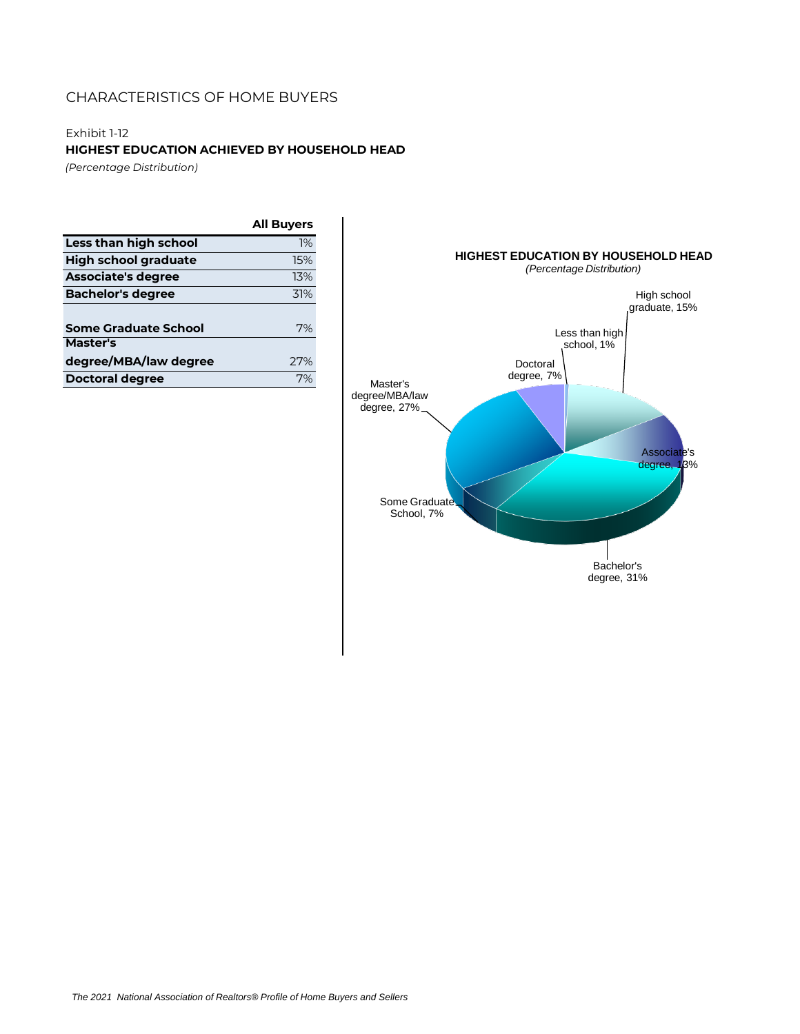CHARACTERISTICS OF HOME BUYERS

Exhibit 1-12

**HIGHEST EDUCATION ACHIEVED BY HOUSEHOLD HEAD**

*(Percentage Distribution)*

| | All Buyers |
|---|---|
| **Less than high school** | 1% |
| **High school graduate** | 15% |
| **Associate's degree** | 13% |
| **Bachelor's degree** | 31% |
| **Some Graduate School** | 7% |
| **Master's degree/MBA/law degree** | 27% |
| **Doctoral degree** | 7% |

**HIGHEST EDUCATION BY HOUSEHOLD HEAD**

*(Percentage Distribution)*

High school graduate, 15%

Less than high school, 1%

Doctoral degree, 7%

Master's degree/MBA/law degree, 27%

Associate's degree, 13%

Some Graduate School, 7%

Bachelor's degree, 31%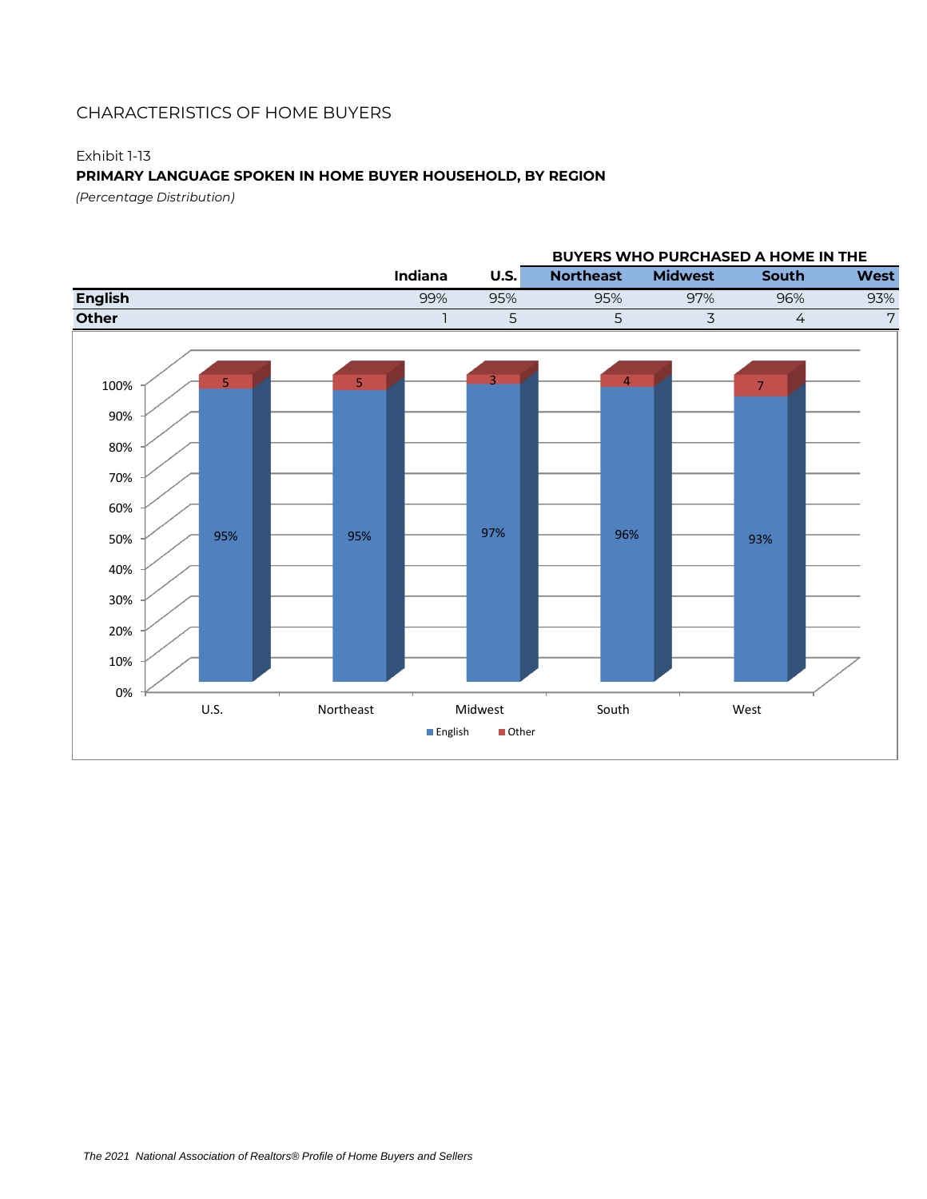CHARACTERISTICS OF HOME BUYERS

Exhibit 1-13

**PRIMARY LANGUAGE SPOKEN IN HOME BUYER HOUSEHOLD, BY REGION**

*(Percentage Distribution)*

| | | | BUYERS WHO PURCHASED A HOME IN THE | | | |
|---|---|---|---|---|---|---|
| | **Indiana** | **U.S.** | **Northeast** | **Midwest** | **South** | **West** |
| **English** | 99% | 95% | 95% | 97% | 96% | 93% |
| **Other** | 1 | 5 | 5 | 3 | 4 | 7 |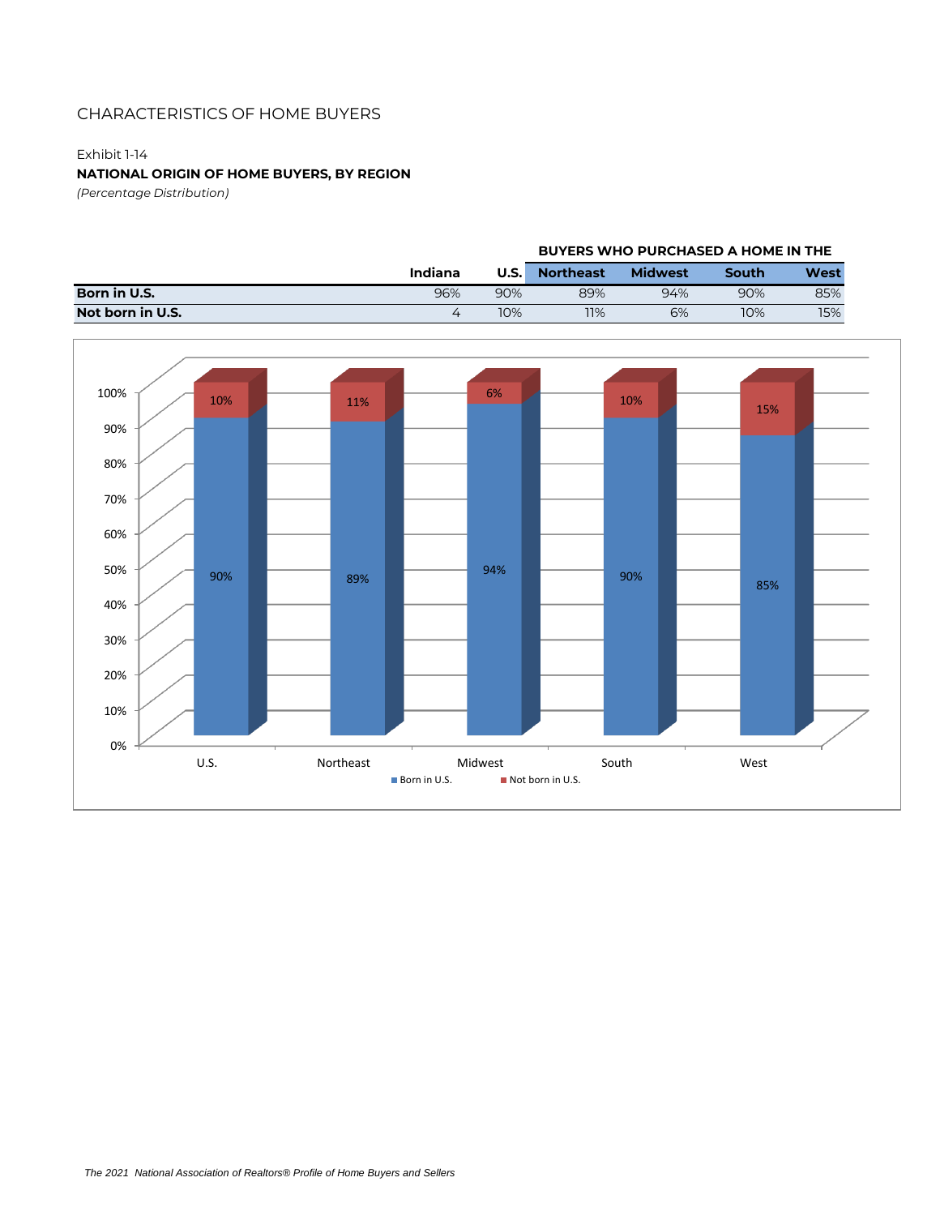CHARACTERISTICS OF HOME BUYERS

Exhibit 1-14

**NATIONAL ORIGIN OF HOME BUYERS, BY REGION**

*(Percentage Distribution)*

| | | | BUYERS WHO PURCHASED A HOME IN THE | | | |
|---|---|---|---|---|---|---|
| | **Indiana** | **U.S.** | **Northeast** | **Midwest** | **South** | **West** |
| **Born in U.S.** | 96% | 90% | 89% | 94% | 90% | 85% |
| **Not born in U.S.** | 4 | 10% | 11% | 6% | 10% | 15% |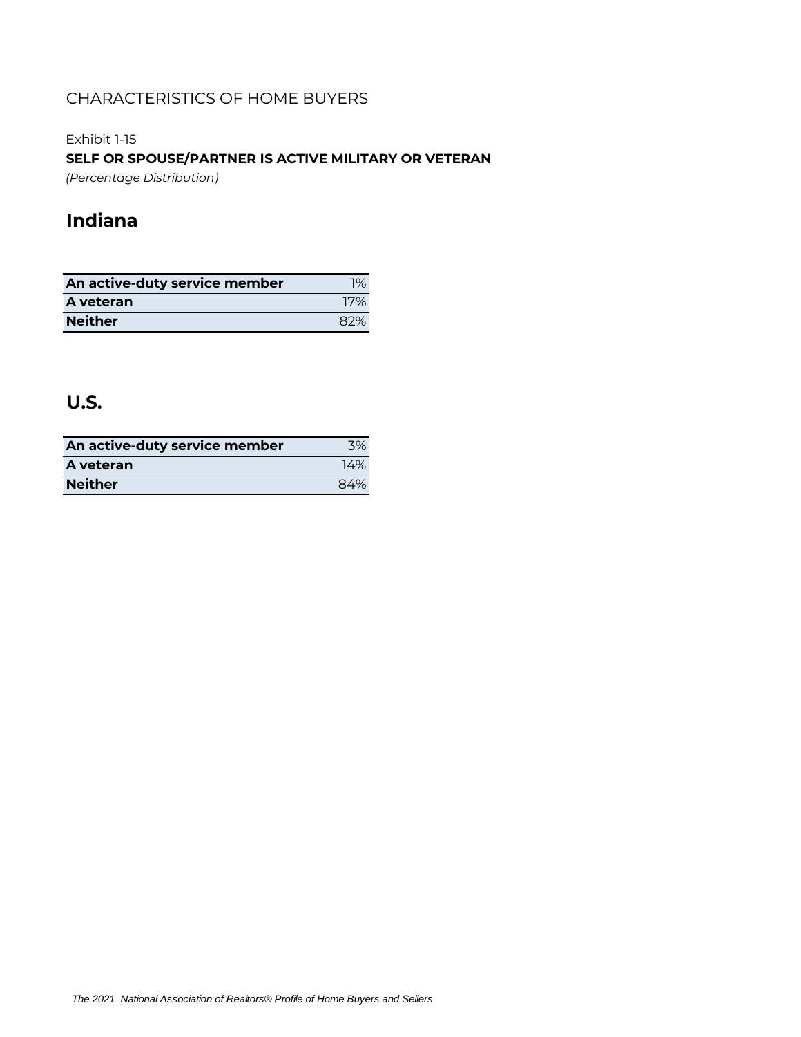CHARACTERISTICS OF HOME BUYERS

Exhibit 1-15

**SELF OR SPOUSE/PARTNER IS ACTIVE MILITARY OR VETERAN**

*(Percentage Distribution)*

## Indiana

| | |
|---|---|
| **An active-duty service member** | 1% |
| **A veteran** | 17% |
| **Neither** | 82% |

## U.S.

| | |
|---|---|
| **An active-duty service member** | 3% |
| **A veteran** | 14% |
| **Neither** | 84% |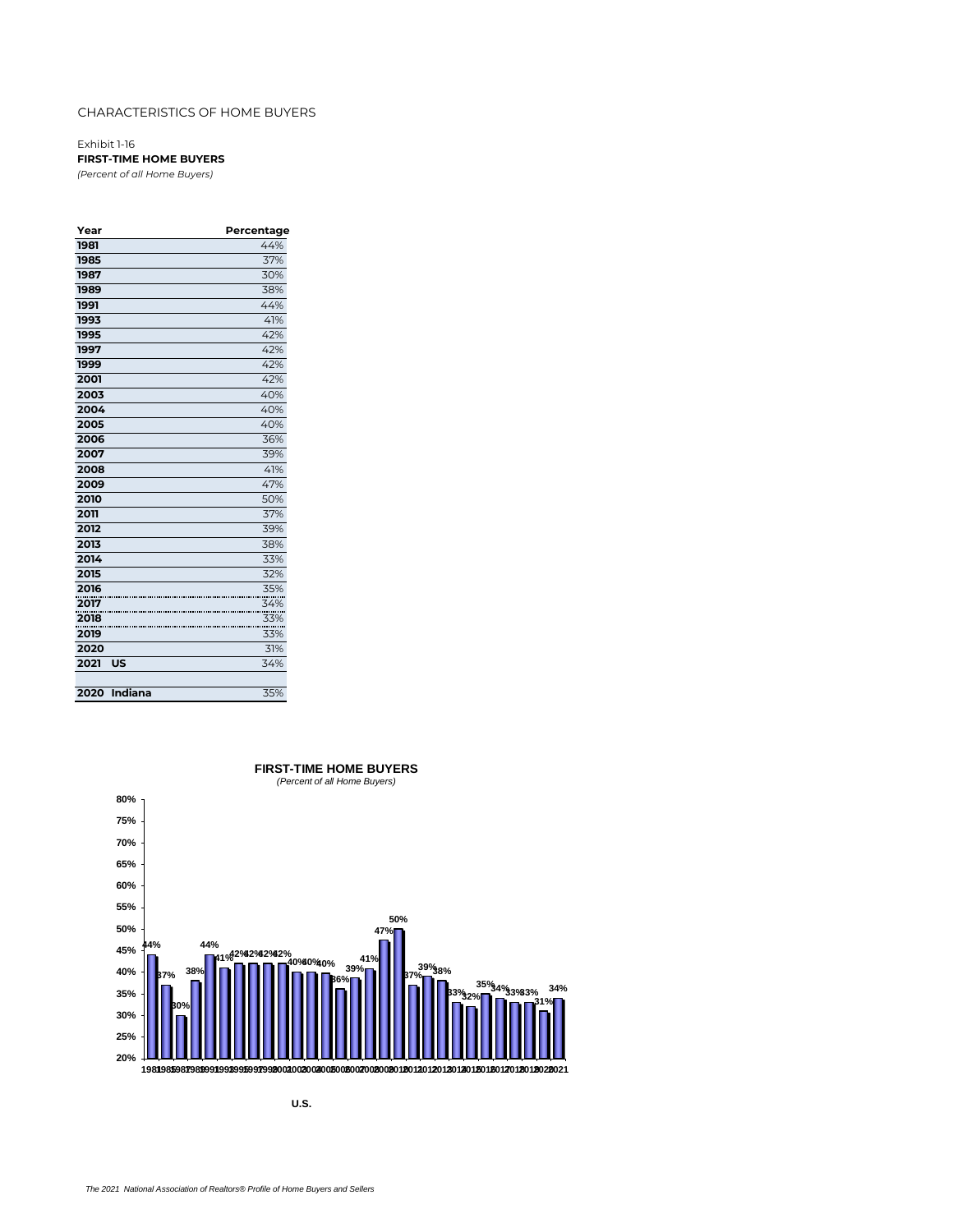CHARACTERISTICS OF HOME BUYERS

Exhibit 1-16

**FIRST-TIME HOME BUYERS**

*(Percent of all Home Buyers)*

| Year | Percentage |
|---|---|
| 1981 | 44% |
| 1985 | 37% |
| 1987 | 30% |
| 1989 | 38% |
| 1991 | 44% |
| 1993 | 41% |
| 1995 | 42% |
| 1997 | 42% |
| 1999 | 42% |
| 2001 | 42% |
| 2003 | 40% |
| 2004 | 40% |
| 2005 | 40% |
| 2006 | 36% |
| 2007 | 39% |
| 2008 | 41% |
| 2009 | 47% |
| 2010 | 50% |
| 2011 | 37% |
| 2012 | 39% |
| 2013 | 38% |
| 2014 | 33% |
| 2015 | 32% |
| 2016 | 35% |
| 2017 | 34% |
| 2018 | 33% |
| 2019 | 33% |
| 2020 | 31% |
| 2021 US | 34% |
| | |
| 2020 Indiana | 35% |

**FIRST-TIME HOME BUYERS**

*(Percent of all Home Buyers)*

U.S.

*The 2021 National Association of Realtors® Profile of Home Buyers and Sellers*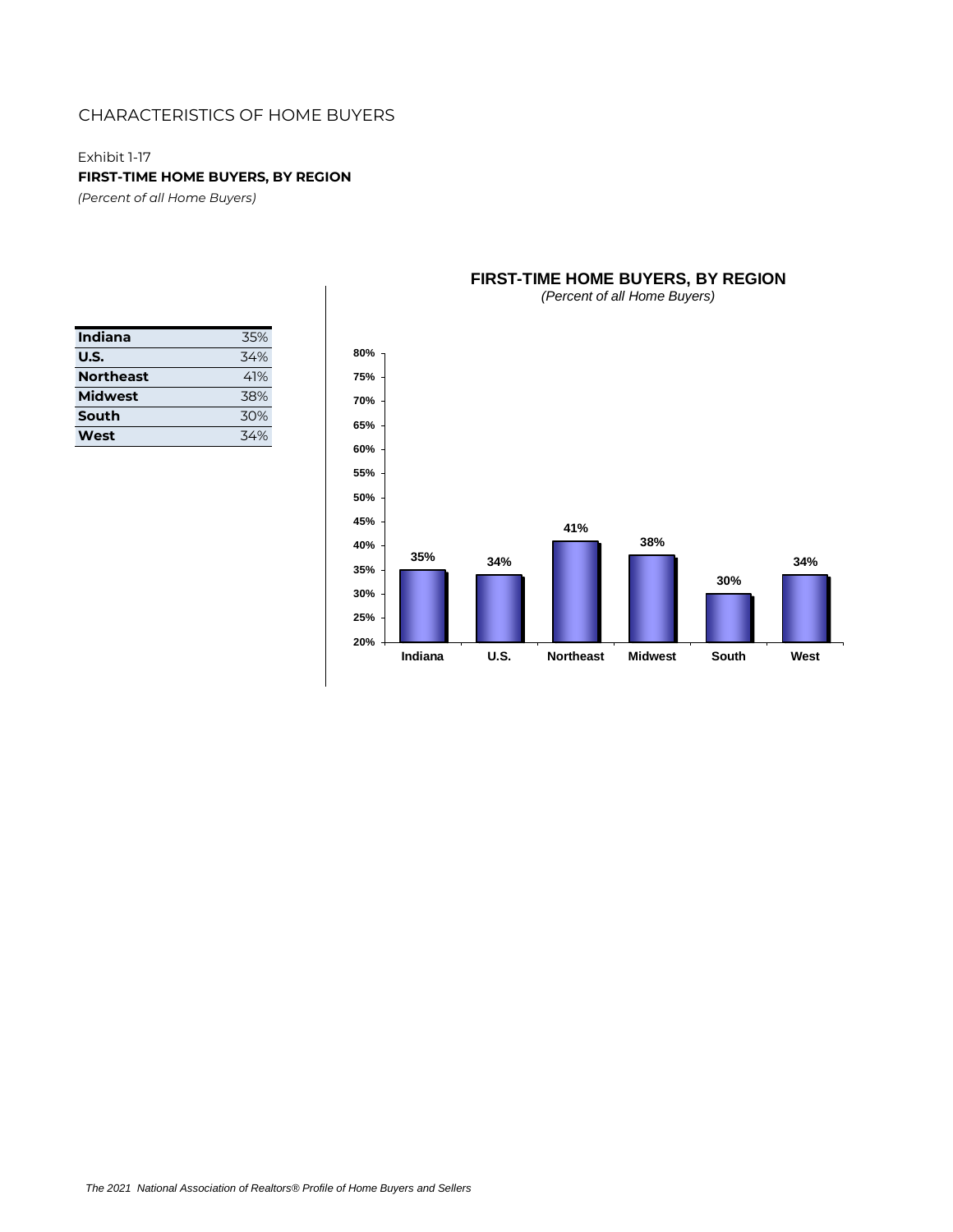CHARACTERISTICS OF HOME BUYERS

Exhibit 1-17

**FIRST-TIME HOME BUYERS, BY REGION**

*(Percent of all Home Buyers)*

| | |
|---|---|
| **Indiana** | 35% |
| **U.S.** | 34% |
| **Northeast** | 41% |
| **Midwest** | 38% |
| **South** | 30% |
| **West** | 34% |

**FIRST-TIME HOME BUYERS, BY REGION**

*(Percent of all Home Buyers)*

80%
75%
70%
65%
60%
55%
50%
45%
40%
35%
30%
25%
20%

35% Indiana
34% U.S.
41% Northeast
38% Midwest
30% South
34% West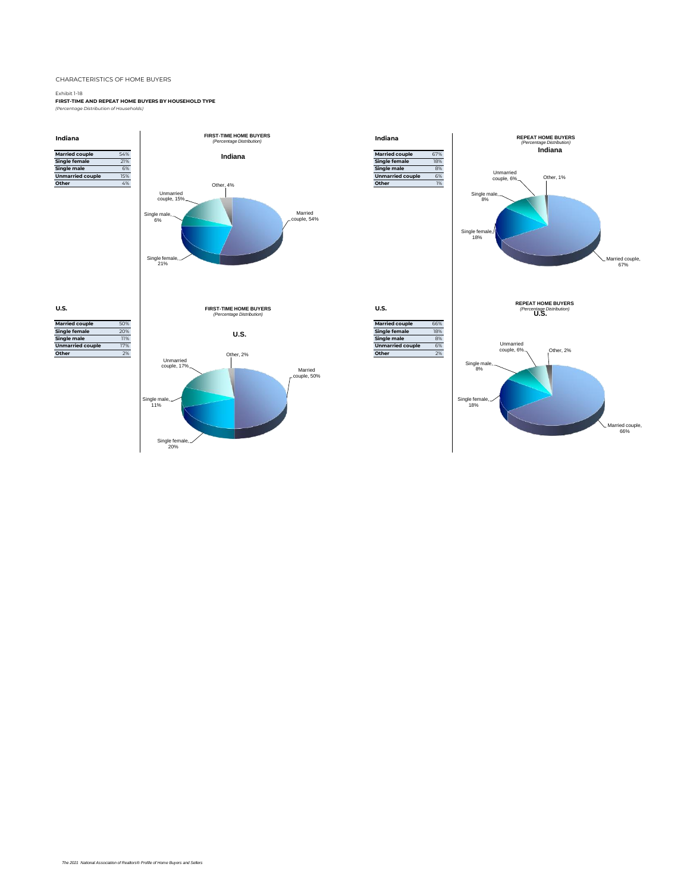CHARACTERISTICS OF HOME BUYERS

Exhibit 1-18

**FIRST-TIME AND REPEAT HOME BUYERS BY HOUSEHOLD TYPE**

*(Percentage Distribution of Households)*

### Indiana

**FIRST-TIME HOME BUYERS**
*(Percentage Distribution)*

| | |
|---|---|
| **Married couple** | 54% |
| **Single female** | 21% |
| **Single male** | 6% |
| **Unmarried couple** | 15% |
| **Other** | 4% |

**REPEAT HOME BUYERS**
*(Percentage Distribution)*

| | |
|---|---|
| **Married couple** | 67% |
| **Single female** | 18% |
| **Single male** | 8% |
| **Unmarried couple** | 6% |
| **Other** | 1% |

### U.S.

**FIRST-TIME HOME BUYERS**
*(Percentage Distribution)*

| | |
|---|---|
| **Married couple** | 50% |
| **Single female** | 20% |
| **Single male** | 11% |
| **Unmarried couple** | 17% |
| **Other** | 2% |

**REPEAT HOME BUYERS**
*(Percentage Distribution)*

| | |
|---|---|
| **Married couple** | 66% |
| **Single female** | 18% |
| **Single male** | 8% |
| **Unmarried couple** | 6% |
| **Other** | 2% |

*The 2021 National Association of Realtors® Profile of Home Buyers and Sellers*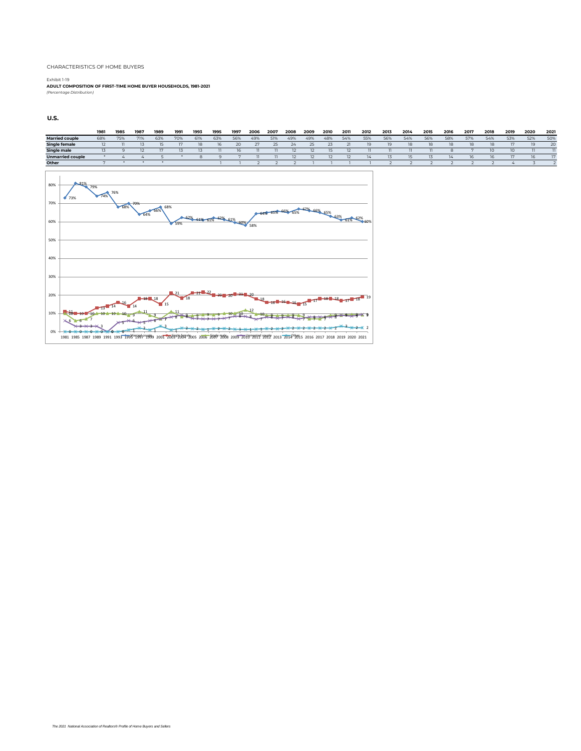CHARACTERISTICS OF HOME BUYERS

Exhibit 1-19

**ADULT COMPOSITION OF FIRST-TIME HOME BUYER HOUSEHOLDS, 1981-2021**

*(Percentage Distribution)*

**U.S.**

| | 1981 | 1985 | 1987 | 1989 | 1991 | 1993 | 1995 | 1997 | 2006 | 2007 | 2008 | 2009 | 2010 | 2011 | 2012 | 2013 | 2014 | 2015 | 2016 | 2017 | 2018 | 2019 | 2020 | 2021 |
|---|---|---|---|---|---|---|---|---|---|---|---|---|---|---|---|---|---|---|---|---|---|---|---|---|
| **Married couple** | 68% | 75% | 71% | 63% | 70% | 61% | 63% | 56% | 49% | 51% | 49% | 49% | 48% | 54% | 55% | 56% | 54% | 56% | 58% | 57% | 54% | 53% | 52% | 50% |
| **Single female** | 12 | 11 | 13 | 15 | 17 | 18 | 16 | 20 | 27 | 25 | 24 | 25 | 23 | 21 | 19 | 19 | 18 | 18 | 18 | 18 | 18 | 17 | 19 | 20 |
| **Single male** | 13 | 9 | 12 | 17 | 13 | 13 | 11 | 16 | 11 | 11 | 12 | 12 | 15 | 12 | 11 | 11 | 11 | 11 | 8 | 7 | 10 | 10 | 11 | 11 |
| **Unmarried couple** | * | 4 | 4 | 5 | * | 8 | 9 | 7 | 11 | 11 | 12 | 12 | 12 | 12 | 14 | 13 | 15 | 13 | 14 | 16 | 16 | 17 | 16 | 17 |
| **Other** | 7 | * | * | * | | | 1 | 1 | 2 | 2 | 2 | 1 | 1 | 1 | 1 | 2 | 2 | 2 | 2 | 2 | 2 | 4 | 3 | 2 |

*The 2021 National Association of Realtors® Profile of Home Buyers and Sellers*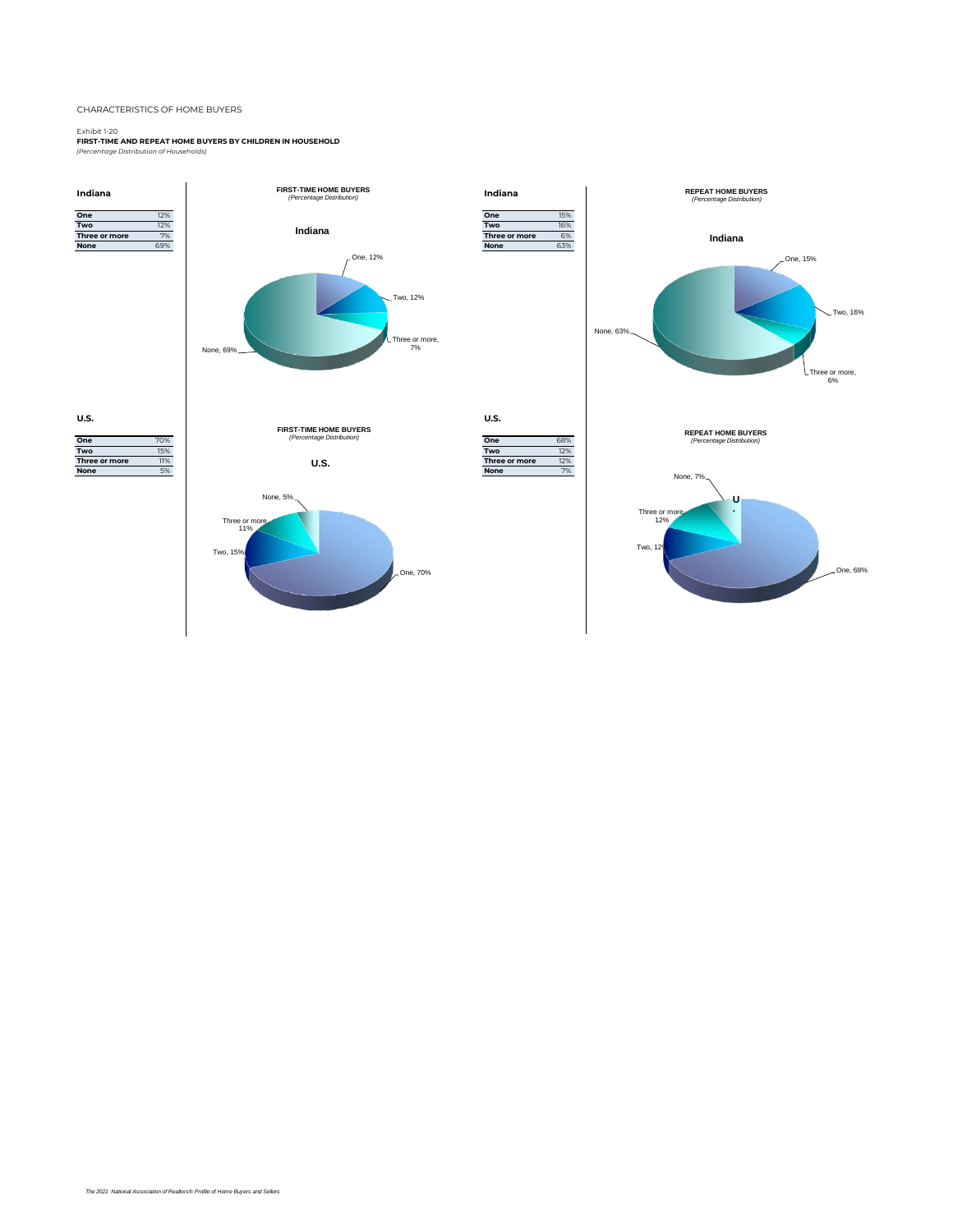CHARACTERISTICS OF HOME BUYERS

Exhibit 1-20

**FIRST-TIME AND REPEAT HOME BUYERS BY CHILDREN IN HOUSEHOLD**

*(Percentage Distribution of Households)*

### Indiana

**FIRST-TIME HOME BUYERS**
*(Percentage Distribution)*

| | |
|---|---|
| **One** | 12% |
| **Two** | 12% |
| **Three or more** | 7% |
| **None** | 69% |

**REPEAT HOME BUYERS**
*(Percentage Distribution)*

| | |
|---|---|
| **One** | 15% |
| **Two** | 16% |
| **Three or more** | 6% |
| **None** | 63% |

### U.S.

**FIRST-TIME HOME BUYERS**
*(Percentage Distribution)*

| | |
|---|---|
| **One** | 70% |
| **Two** | 15% |
| **Three or more** | 11% |
| **None** | 5% |

**REPEAT HOME BUYERS**
*(Percentage Distribution)*

| | |
|---|---|
| **One** | 68% |
| **Two** | 12% |
| **Three or more** | 12% |
| **None** | 7% |

*The 2021 National Association of Realtors® Profile of Home Buyers and Sellers*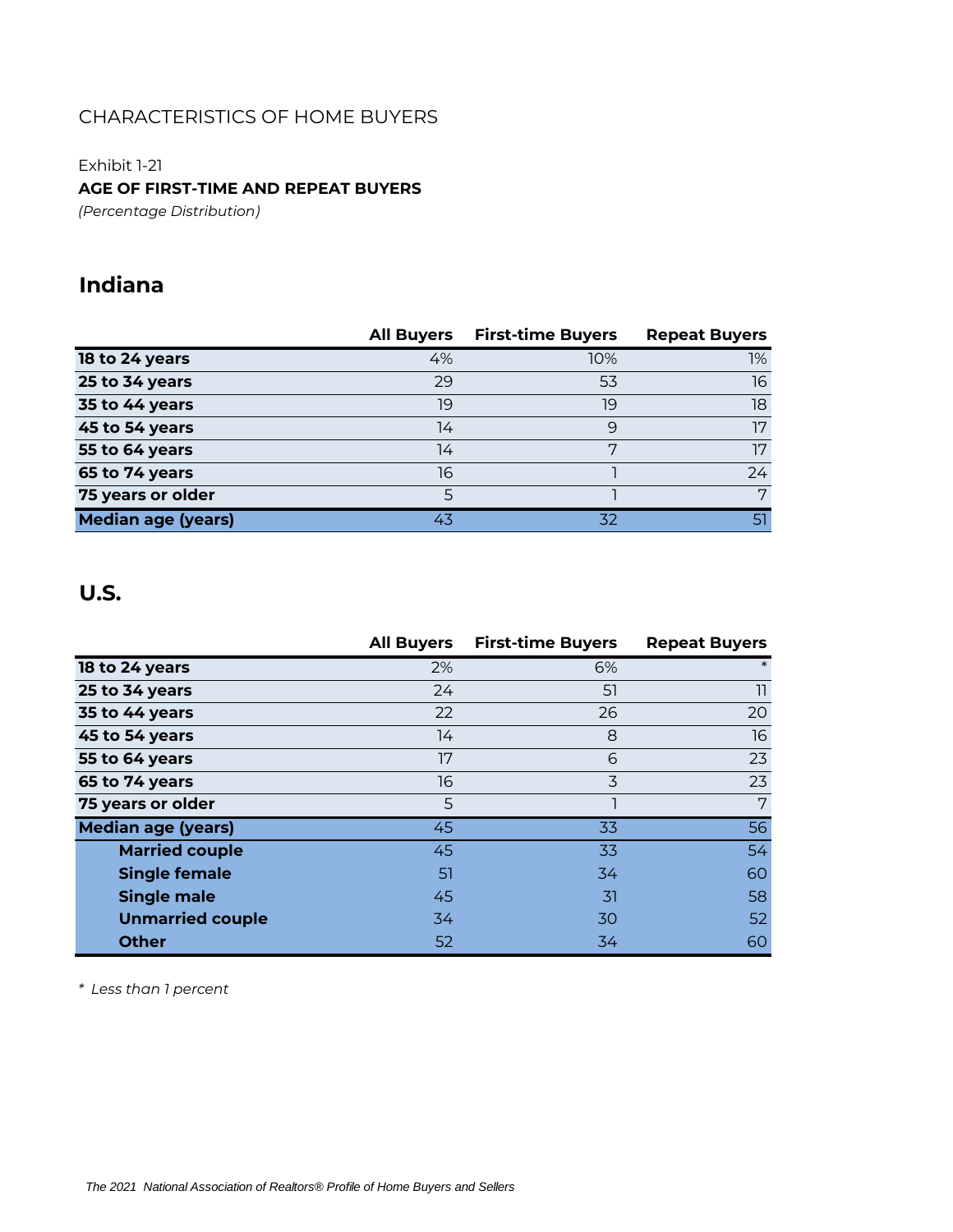CHARACTERISTICS OF HOME BUYERS

Exhibit 1-21

**AGE OF FIRST-TIME AND REPEAT BUYERS**

*(Percentage Distribution)*

## Indiana

| | All Buyers | First-time Buyers | Repeat Buyers |
|---|---|---|---|
| **18 to 24 years** | 4% | 10% | 1% |
| **25 to 34 years** | 29 | 53 | 16 |
| **35 to 44 years** | 19 | 19 | 18 |
| **45 to 54 years** | 14 | 9 | 17 |
| **55 to 64 years** | 14 | 7 | 17 |
| **65 to 74 years** | 16 | 1 | 24 |
| **75 years or older** | 5 | 1 | 7 |
| **Median age (years)** | 43 | 32 | 51 |

## U.S.

| | All Buyers | First-time Buyers | Repeat Buyers |
|---|---|---|---|
| **18 to 24 years** | 2% | 6% | * |
| **25 to 34 years** | 24 | 51 | 11 |
| **35 to 44 years** | 22 | 26 | 20 |
| **45 to 54 years** | 14 | 8 | 16 |
| **55 to 64 years** | 17 | 6 | 23 |
| **65 to 74 years** | 16 | 3 | 23 |
| **75 years or older** | 5 | 1 | 7 |
| **Median age (years)** | 45 | 33 | 56 |
| **Married couple** | 45 | 33 | 54 |
| **Single female** | 51 | 34 | 60 |
| **Single male** | 45 | 31 | 58 |
| **Unmarried couple** | 34 | 30 | 52 |
| **Other** | 52 | 34 | 60 |

*\* Less than 1 percent*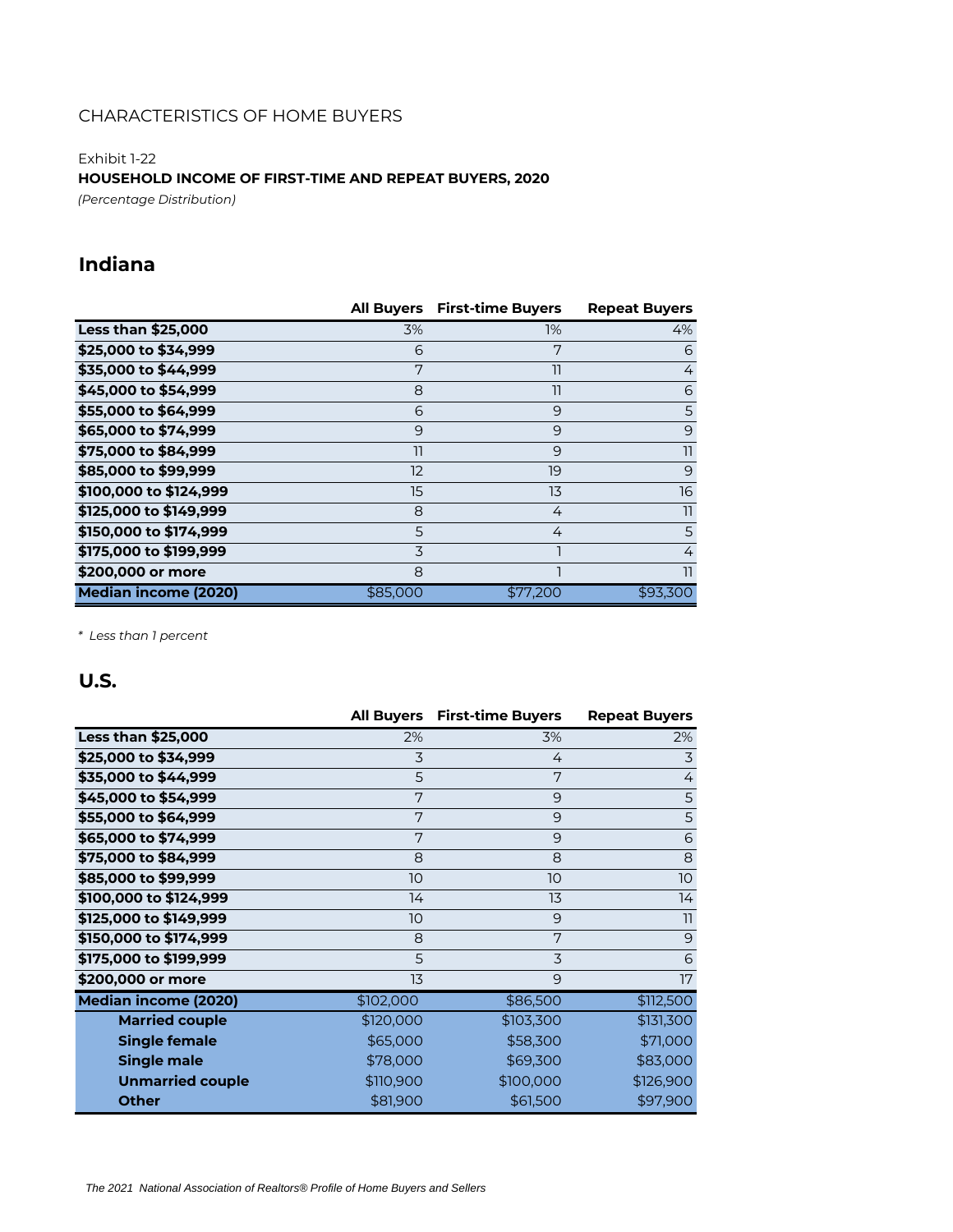CHARACTERISTICS OF HOME BUYERS

Exhibit 1-22

**HOUSEHOLD INCOME OF FIRST-TIME AND REPEAT BUYERS, 2020**

*(Percentage Distribution)*

## Indiana

| | All Buyers | First-time Buyers | Repeat Buyers |
|---|---|---|---|
| **Less than $25,000** | 3% | 1% | 4% |
| **$25,000 to $34,999** | 6 | 7 | 6 |
| **$35,000 to $44,999** | 7 | 11 | 4 |
| **$45,000 to $54,999** | 8 | 11 | 6 |
| **$55,000 to $64,999** | 6 | 9 | 5 |
| **$65,000 to $74,999** | 9 | 9 | 9 |
| **$75,000 to $84,999** | 11 | 9 | 11 |
| **$85,000 to $99,999** | 12 | 19 | 9 |
| **$100,000 to $124,999** | 15 | 13 | 16 |
| **$125,000 to $149,999** | 8 | 4 | 11 |
| **$150,000 to $174,999** | 5 | 4 | 5 |
| **$175,000 to $199,999** | 3 | 1 | 4 |
| **$200,000 or more** | 8 | 1 | 11 |
| **Median income (2020)** | $85,000 | $77,200 | $93,300 |

*\* Less than 1 percent*

## U.S.

| | All Buyers | First-time Buyers | Repeat Buyers |
|---|---|---|---|
| **Less than $25,000** | 2% | 3% | 2% |
| **$25,000 to $34,999** | 3 | 4 | 3 |
| **$35,000 to $44,999** | 5 | 7 | 4 |
| **$45,000 to $54,999** | 7 | 9 | 5 |
| **$55,000 to $64,999** | 7 | 9 | 5 |
| **$65,000 to $74,999** | 7 | 9 | 6 |
| **$75,000 to $84,999** | 8 | 8 | 8 |
| **$85,000 to $99,999** | 10 | 10 | 10 |
| **$100,000 to $124,999** | 14 | 13 | 14 |
| **$125,000 to $149,999** | 10 | 9 | 11 |
| **$150,000 to $174,999** | 8 | 7 | 9 |
| **$175,000 to $199,999** | 5 | 3 | 6 |
| **$200,000 or more** | 13 | 9 | 17 |
| **Median income (2020)** | $102,000 | $86,500 | $112,500 |
| **Married couple** | $120,000 | $103,300 | $131,300 |
| **Single female** | $65,000 | $58,300 | $71,000 |
| **Single male** | $78,000 | $69,300 | $83,000 |
| **Unmarried couple** | $110,900 | $100,000 | $126,900 |
| **Other** | $81,900 | $61,500 | $97,900 |

*The 2021 National Association of Realtors® Profile of Home Buyers and Sellers*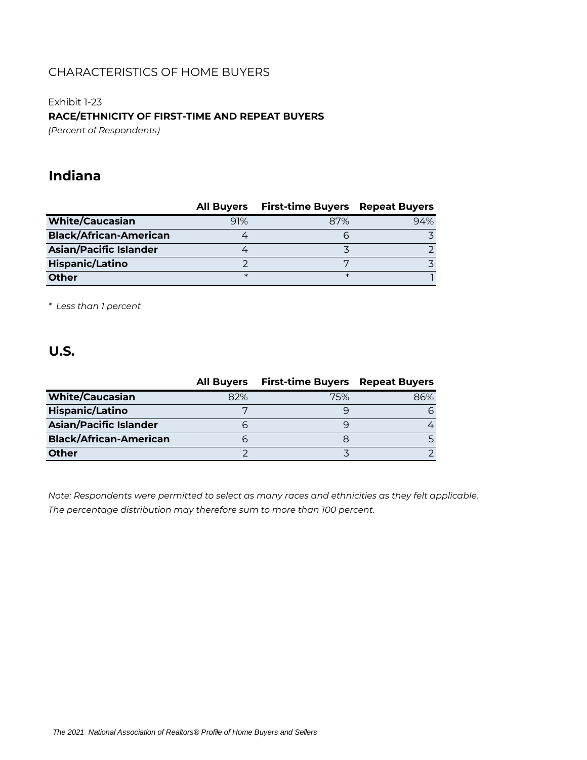CHARACTERISTICS OF HOME BUYERS

Exhibit 1-23

**RACE/ETHNICITY OF FIRST-TIME AND REPEAT BUYERS**

*(Percent of Respondents)*

## Indiana

| | All Buyers | First-time Buyers | Repeat Buyers |
|---|---|---|---|
| **White/Caucasian** | 91% | 87% | 94% |
| **Black/African-American** | 4 | 6 | 3 |
| **Asian/Pacific Islander** | 4 | 3 | 2 |
| **Hispanic/Latino** | 2 | 7 | 3 |
| **Other** | * | * | 1 |

*\* Less than 1 percent*

## U.S.

| | All Buyers | First-time Buyers | Repeat Buyers |
|---|---|---|---|
| **White/Caucasian** | 82% | 75% | 86% |
| **Hispanic/Latino** | 7 | 9 | 6 |
| **Asian/Pacific Islander** | 6 | 9 | 4 |
| **Black/African-American** | 6 | 8 | 5 |
| **Other** | 2 | 3 | 2 |

*Note: Respondents were permitted to select as many races and ethnicities as they felt applicable. The percentage distribution may therefore sum to more than 100 percent.*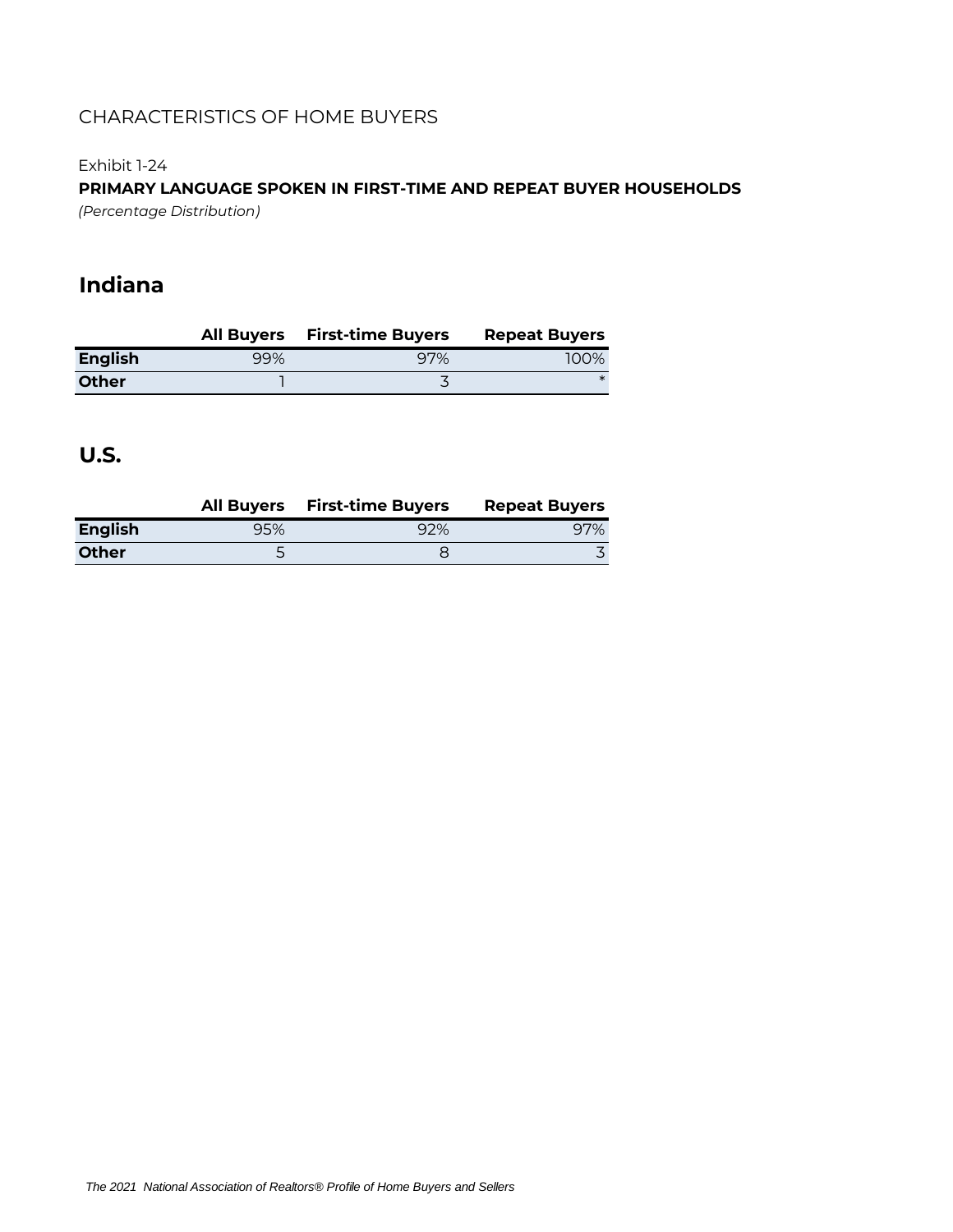CHARACTERISTICS OF HOME BUYERS

Exhibit 1-24

**PRIMARY LANGUAGE SPOKEN IN FIRST-TIME AND REPEAT BUYER HOUSEHOLDS**

*(Percentage Distribution)*

## Indiana

| | All Buyers | First-time Buyers | Repeat Buyers |
|---|---|---|---|
| **English** | 99% | 97% | 100% |
| **Other** | 1 | 3 | * |

## U.S.

| | All Buyers | First-time Buyers | Repeat Buyers |
|---|---|---|---|
| **English** | 95% | 92% | 97% |
| **Other** | 5 | 8 | 3 |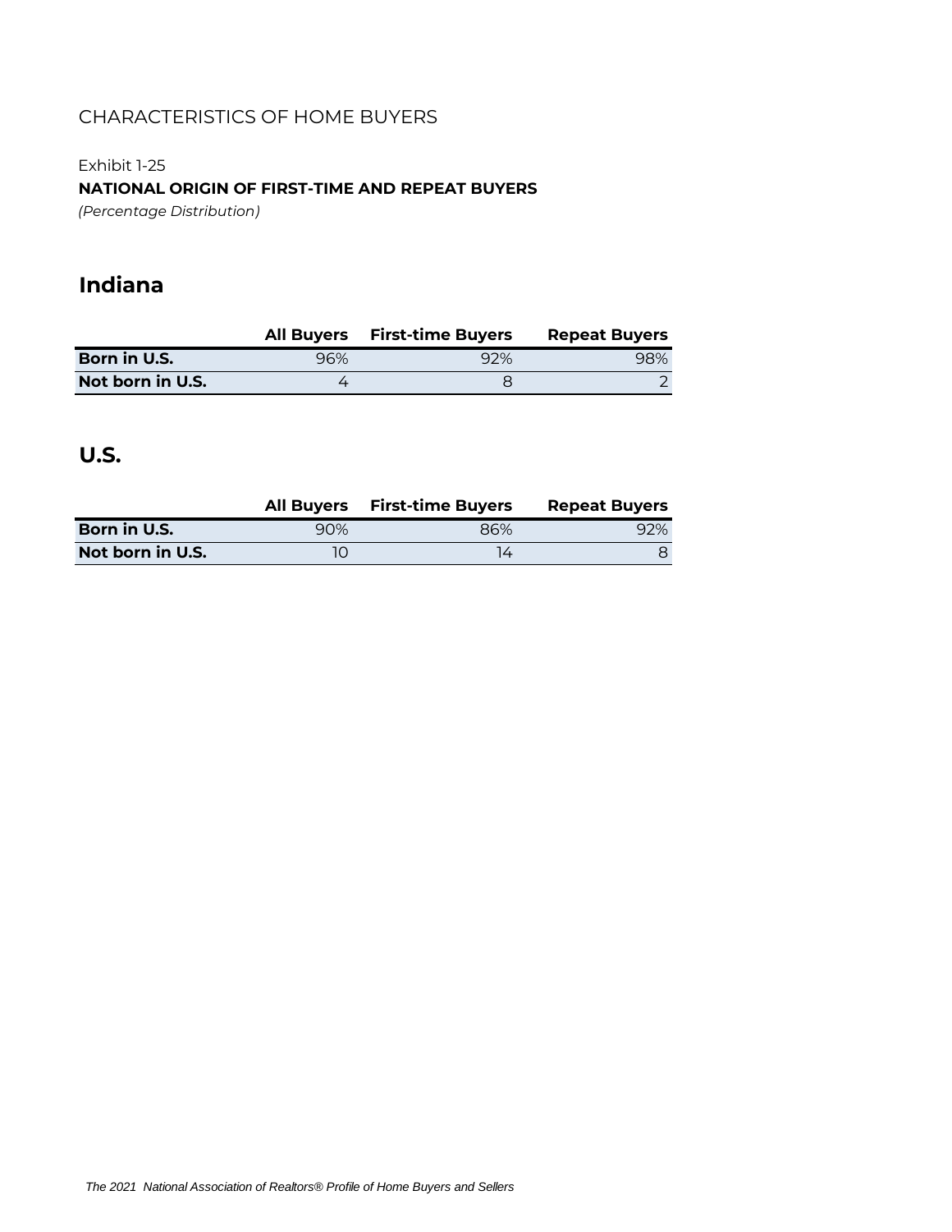CHARACTERISTICS OF HOME BUYERS

Exhibit 1-25

**NATIONAL ORIGIN OF FIRST-TIME AND REPEAT BUYERS**

*(Percentage Distribution)*

## Indiana

| | All Buyers | First-time Buyers | Repeat Buyers |
|---|---|---|---|
| **Born in U.S.** | 96% | 92% | 98% |
| **Not born in U.S.** | 4 | 8 | 2 |

## U.S.

| | All Buyers | First-time Buyers | Repeat Buyers |
|---|---|---|---|
| **Born in U.S.** | 90% | 86% | 92% |
| **Not born in U.S.** | 10 | 14 | 8 |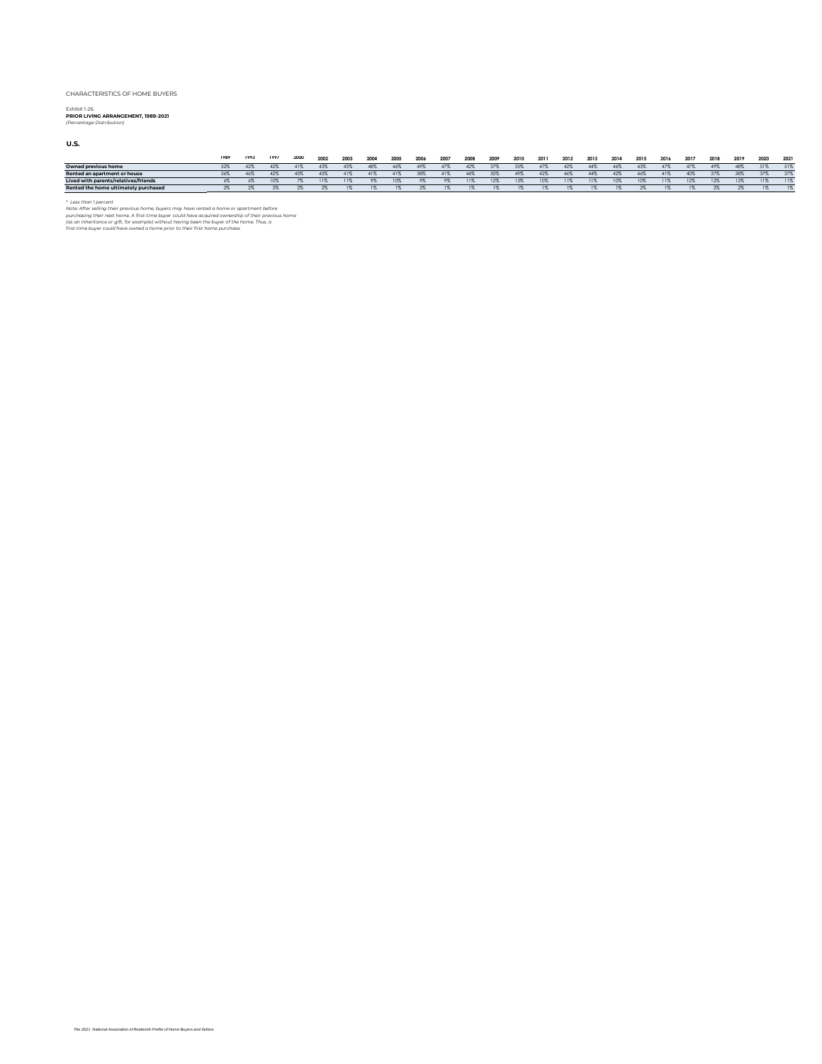CHARACTERISTICS OF HOME BUYERS

Exhibit 1-26
**PRIOR LIVING ARRANGEMENT, 1989-2021**
*(Percentage Distribution)*

**U.S.**

| | 1989 | 1993 | 1997 | 2000 | 2002 | 2003 | 2004 | 2005 | 2006 | 2007 | 2008 | 2009 | 2010 | 2011 | 2012 | 2013 | 2014 | 2015 | 2016 | 2017 | 2018 | 2019 | 2020 | 2021 |
|---|---|---|---|---|---|---|---|---|---|---|---|---|---|---|---|---|---|---|---|---|---|---|---|---|
| **Owned previous home** | 52% | 42% | 42% | 41% | 43% | 45% | 48% | 46% | 49% | 47% | 42% | 37% | 35% | 47% | 42% | 44% | 46% | 43% | 47% | 47% | 49% | 48% | 51% | 51% |
| **Rented an apartment or house** | 36% | 46% | 42% | 45% | 45% | 41% | 41% | 41% | 38% | 41% | 44% | 50% | 49% | 42% | 46% | 44% | 42% | 46% | 41% | 40% | 37% | 38% | 37% | 37% |
| **Lived with parents/relatives/friends** | 6% | 6% | 10% | 7% | 11% | 11% | 9% | 10% | 9% | 9% | 11% | 12% | 13% | 10% | 11% | 11% | 10% | 10% | 11% | 12% | 12% | 12% | 11% | 11% |
| **Rented the home ultimately purchased** | 2% | 2% | 3% | 2% | 2% | 1% | 1% | 1% | 2% | 1% | 1% | 1% | 1% | 1% | 1% | 1% | 1% | 2% | 1% | 1% | 2% | 2% | 1% | 1% |

*\* Less than 1 percent*
*Note: After selling their previous home, buyers may have rented a home or apartment before purchasing their next home. A first-time buyer could have acquired ownership of their previous home (as an inheritance or gift, for example) without having been the buyer of the home. Thus, a first-time buyer could have owned a home prior to their first home purchase.*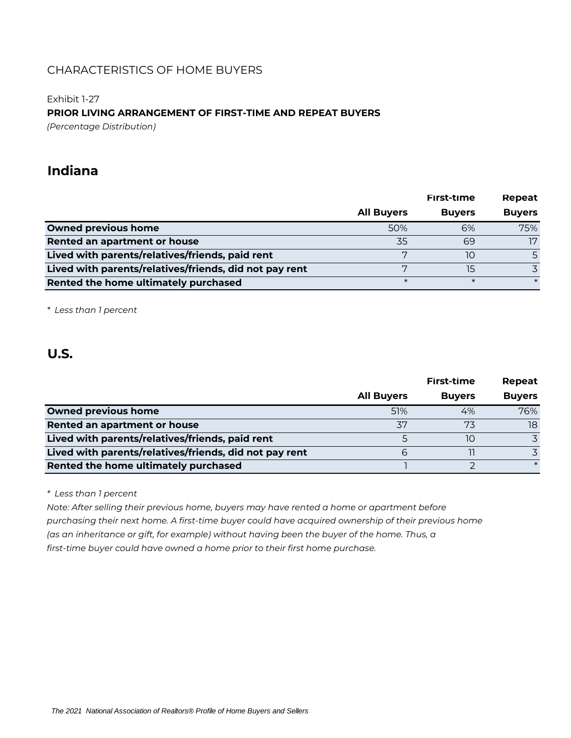CHARACTERISTICS OF HOME BUYERS

Exhibit 1-27

**PRIOR LIVING ARRANGEMENT OF FIRST-TIME AND REPEAT BUYERS**

*(Percentage Distribution)*

## Indiana

| | All Buyers | First-time Buyers | Repeat Buyers |
|---|---|---|---|
| **Owned previous home** | 50% | 6% | 75% |
| **Rented an apartment or house** | 35 | 69 | 17 |
| **Lived with parents/relatives/friends, paid rent** | 7 | 10 | 5 |
| **Lived with parents/relatives/friends, did not pay rent** | 7 | 15 | 3 |
| **Rented the home ultimately purchased** | * | * | * |

*\* Less than 1 percent*

## U.S.

| | All Buyers | First-time Buyers | Repeat Buyers |
|---|---|---|---|
| **Owned previous home** | 51% | 4% | 76% |
| **Rented an apartment or house** | 37 | 73 | 18 |
| **Lived with parents/relatives/friends, paid rent** | 5 | 10 | 3 |
| **Lived with parents/relatives/friends, did not pay rent** | 6 | 11 | 3 |
| **Rented the home ultimately purchased** | 1 | 2 | * |

*\* Less than 1 percent*

*Note: After selling their previous home, buyers may have rented a home or apartment before purchasing their next home. A first-time buyer could have acquired ownership of their previous home (as an inheritance or gift, for example) without having been the buyer of the home. Thus, a first-time buyer could have owned a home prior to their first home purchase.*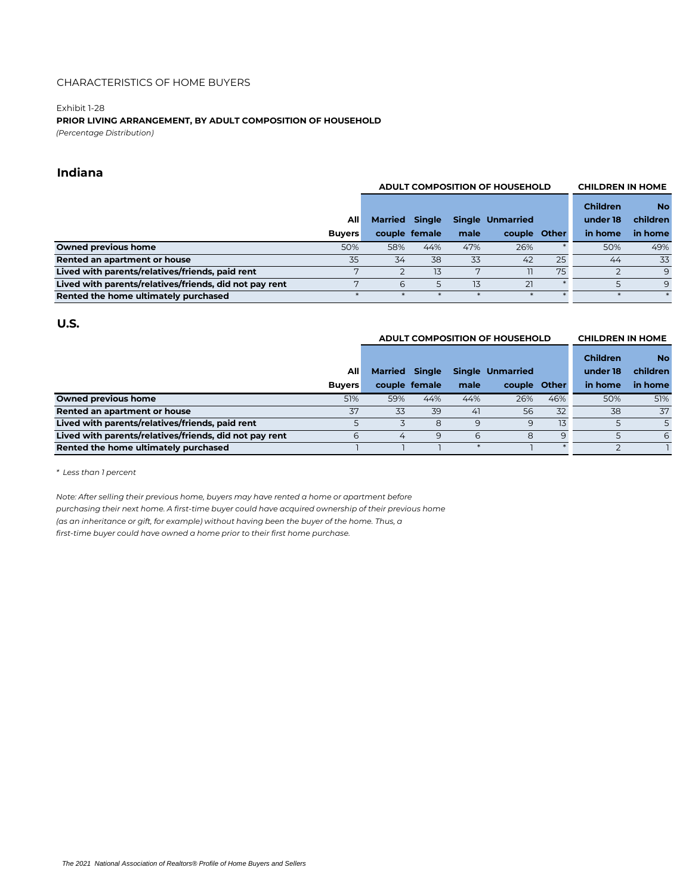CHARACTERISTICS OF HOME BUYERS

Exhibit 1-28

**PRIOR LIVING ARRANGEMENT, BY ADULT COMPOSITION OF HOUSEHOLD**

*(Percentage Distribution)*

## Indiana

| | | ADULT COMPOSITION OF HOUSEHOLD | | | | | CHILDREN IN HOME | |
|---|---|---|---|---|---|---|---|---|
| | All Buyers | Married couple | Single female | Single male | Unmarried couple | Other | Children under 18 in home | No children in home |
| **Owned previous home** | 50% | 58% | 44% | 47% | 26% | * | 50% | 49% |
| **Rented an apartment or house** | 35 | 34 | 38 | 33 | 42 | 25 | 44 | 33 |
| **Lived with parents/relatives/friends, paid rent** | 7 | 2 | 13 | 7 | 11 | 75 | 2 | 9 |
| **Lived with parents/relatives/friends, did not pay rent** | 7 | 6 | 5 | 13 | 21 | * | 5 | 9 |
| **Rented the home ultimately purchased** | * | * | * | * | * | * | * | * |

## U.S.

| | | ADULT COMPOSITION OF HOUSEHOLD | | | | | CHILDREN IN HOME | |
|---|---|---|---|---|---|---|---|---|
| | All Buyers | Married couple | Single female | Single male | Unmarried couple | Other | Children under 18 in home | No children in home |
| **Owned previous home** | 51% | 59% | 44% | 44% | 26% | 46% | 50% | 51% |
| **Rented an apartment or house** | 37 | 33 | 39 | 41 | 56 | 32 | 38 | 37 |
| **Lived with parents/relatives/friends, paid rent** | 5 | 3 | 8 | 9 | 9 | 13 | 5 | 5 |
| **Lived with parents/relatives/friends, did not pay rent** | 6 | 4 | 9 | 6 | 8 | 9 | 5 | 6 |
| **Rented the home ultimately purchased** | 1 | 1 | 1 | * | 1 | * | 2 | 1 |

*\* Less than 1 percent*

*Note: After selling their previous home, buyers may have rented a home or apartment before purchasing their next home. A first-time buyer could have acquired ownership of their previous home (as an inheritance or gift, for example) without having been the buyer of the home. Thus, a first-time buyer could have owned a home prior to their first home purchase.*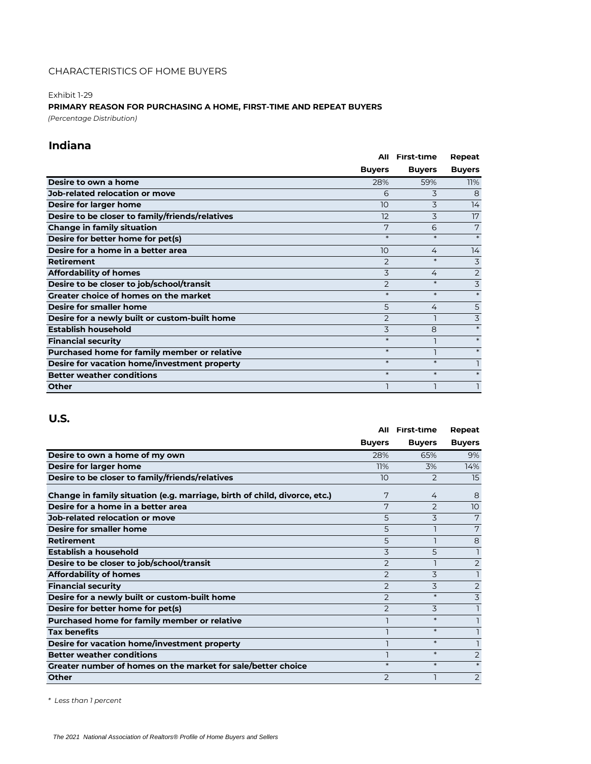CHARACTERISTICS OF HOME BUYERS

Exhibit 1-29

**PRIMARY REASON FOR PURCHASING A HOME, FIRST-TIME AND REPEAT BUYERS**

*(Percentage Distribution)*

## Indiana

| | All Buyers | First-time Buyers | Repeat Buyers |
|---|---|---|---|
| **Desire to own a home** | 28% | 59% | 11% |
| **Job-related relocation or move** | 6 | 3 | 8 |
| **Desire for larger home** | 10 | 3 | 14 |
| **Desire to be closer to family/friends/relatives** | 12 | 3 | 17 |
| **Change in family situation** | 7 | 6 | 7 |
| **Desire for better home for pet(s)** | * | * | * |
| **Desire for a home in a better area** | 10 | 4 | 14 |
| **Retirement** | 2 | * | 3 |
| **Affordability of homes** | 3 | 4 | 2 |
| **Desire to be closer to job/school/transit** | 2 | * | 3 |
| **Greater choice of homes on the market** | * | * | * |
| **Desire for smaller home** | 5 | 4 | 5 |
| **Desire for a newly built or custom-built home** | 2 | 1 | 3 |
| **Establish household** | 3 | 8 | * |
| **Financial security** | * | 1 | * |
| **Purchased home for family member or relative** | * | 1 | * |
| **Desire for vacation home/investment property** | * | * | 1 |
| **Better weather conditions** | * | * | * |
| **Other** | 1 | 1 | 1 |

## U.S.

| | All Buyers | First-time Buyers | Repeat Buyers |
|---|---|---|---|
| **Desire to own a home of my own** | 28% | 65% | 9% |
| **Desire for larger home** | 11% | 3% | 14% |
| **Desire to be closer to family/friends/relatives** | 10 | 2 | 15 |
| **Change in family situation (e.g. marriage, birth of child, divorce, etc.)** | 7 | 4 | 8 |
| **Desire for a home in a better area** | 7 | 2 | 10 |
| **Job-related relocation or move** | 5 | 3 | 7 |
| **Desire for smaller home** | 5 | 1 | 7 |
| **Retirement** | 5 | 1 | 8 |
| **Establish a household** | 3 | 5 | 1 |
| **Desire to be closer to job/school/transit** | 2 | 1 | 2 |
| **Affordability of homes** | 2 | 3 | 1 |
| **Financial security** | 2 | 3 | 2 |
| **Desire for a newly built or custom-built home** | 2 | * | 3 |
| **Desire for better home for pet(s)** | 2 | 3 | 1 |
| **Purchased home for family member or relative** | 1 | * | 1 |
| **Tax benefits** | 1 | * | 1 |
| **Desire for vacation home/investment property** | 1 | * | 1 |
| **Better weather conditions** | 1 | * | 2 |
| **Greater number of homes on the market for sale/better choice** | * | * | * |
| **Other** | 2 | 1 | 2 |

*\* Less than 1 percent*

*The 2021 National Association of Realtors® Profile of Home Buyers and Sellers*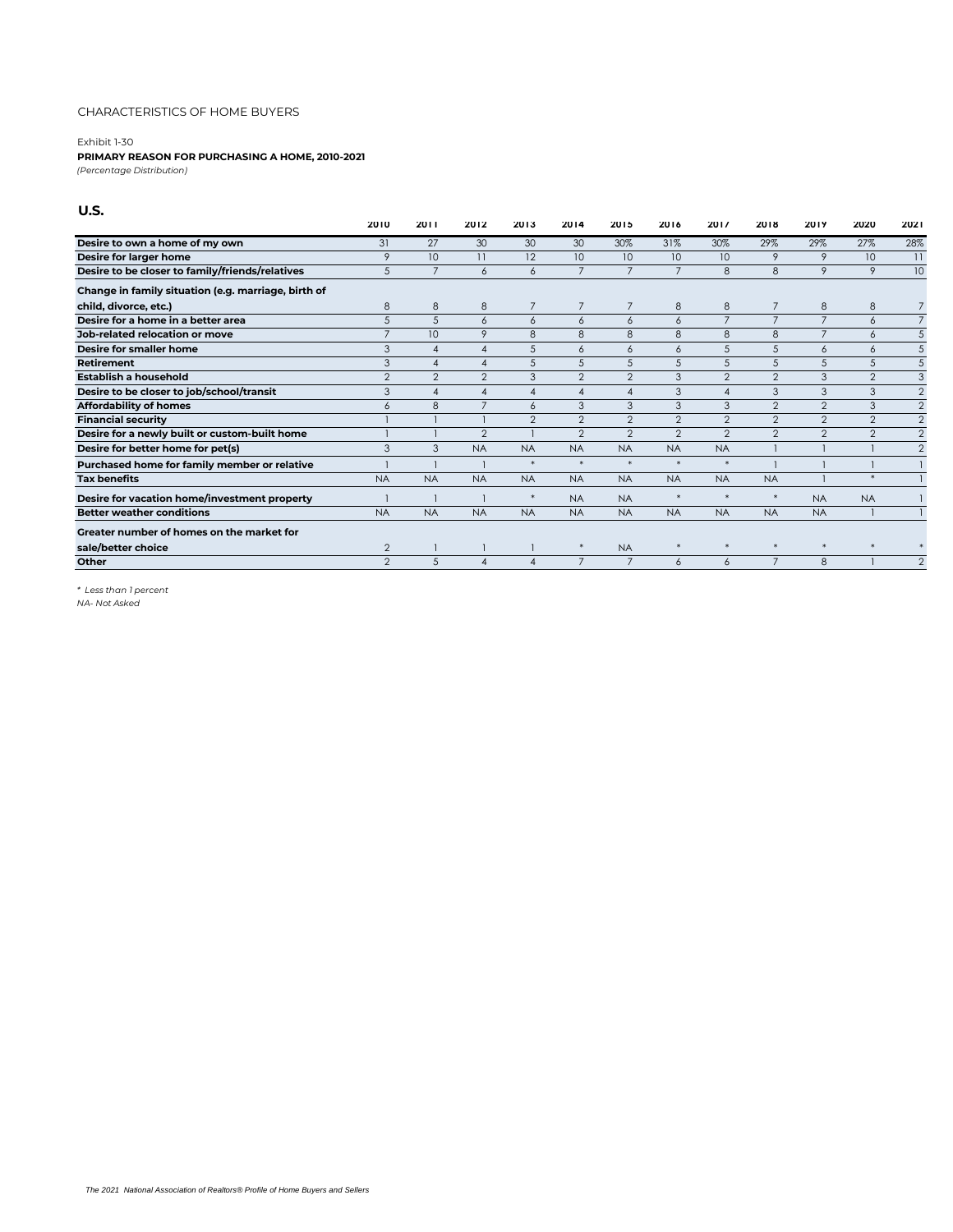CHARACTERISTICS OF HOME BUYERS

Exhibit 1-30

**PRIMARY REASON FOR PURCHASING A HOME, 2010-2021**

*(Percentage Distribution)*

## U.S.

| | 2010 | 2011 | 2012 | 2013 | 2014 | 2015 | 2016 | 2017 | 2018 | 2019 | 2020 | 2021 |
|---|---|---|---|---|---|---|---|---|---|---|---|---|
| **Desire to own a home of my own** | 31 | 27 | 30 | 30 | 30 | 30% | 31% | 30% | 29% | 29% | 27% | 28% |
| **Desire for larger home** | 9 | 10 | 11 | 12 | 10 | 10 | 10 | 10 | 9 | 9 | 10 | 11 |
| **Desire to be closer to family/friends/relatives** | 5 | 7 | 6 | 6 | 7 | 7 | 7 | 8 | 8 | 9 | 9 | 10 |
| **Change in family situation (e.g. marriage, birth of child, divorce, etc.)** | 8 | 8 | 8 | 7 | 7 | 7 | 8 | 8 | 7 | 8 | 8 | 7 |
| **Desire for a home in a better area** | 5 | 5 | 6 | 6 | 6 | 6 | 6 | 7 | 7 | 7 | 6 | 7 |
| **Job-related relocation or move** | 7 | 10 | 9 | 8 | 8 | 8 | 8 | 8 | 8 | 7 | 6 | 5 |
| **Desire for smaller home** | 3 | 4 | 4 | 5 | 6 | 6 | 6 | 5 | 5 | 6 | 6 | 5 |
| **Retirement** | 3 | 4 | 4 | 5 | 5 | 5 | 5 | 5 | 5 | 5 | 5 | 5 |
| **Establish a household** | 2 | 2 | 2 | 3 | 2 | 2 | 3 | 2 | 2 | 3 | 2 | 3 |
| **Desire to be closer to job/school/transit** | 3 | 4 | 4 | 4 | 4 | 4 | 3 | 4 | 3 | 3 | 3 | 2 |
| **Affordability of homes** | 6 | 8 | 7 | 6 | 3 | 3 | 3 | 3 | 2 | 2 | 3 | 2 |
| **Financial security** | 1 | 1 | 1 | 2 | 2 | 2 | 2 | 2 | 2 | 2 | 2 | 2 |
| **Desire for a newly built or custom-built home** | 1 | 1 | 2 | 1 | 2 | 2 | 2 | 2 | 2 | 2 | 2 | 2 |
| **Desire for better home for pet(s)** | 3 | 3 | NA | NA | NA | NA | NA | NA | 1 | 1 | 1 | 2 |
| **Purchased home for family member or relative** | 1 | 1 | 1 | * | * | * | * | * | 1 | 1 | 1 | 1 |
| **Tax benefits** | NA | NA | NA | NA | NA | NA | NA | NA | NA | 1 | * | 1 |
| **Desire for vacation home/investment property** | 1 | 1 | 1 | * | NA | NA | * | * | * | NA | NA | 1 |
| **Better weather conditions** | NA | NA | NA | NA | NA | NA | NA | NA | NA | NA | 1 | 1 |
| **Greater number of homes on the market for sale/better choice** | 2 | 1 | 1 | 1 | * | NA | * | * | * | * | * | * |
| **Other** | 2 | 5 | 4 | 4 | 7 | 7 | 6 | 6 | 7 | 8 | 1 | 2 |

*\* Less than 1 percent*

*NA- Not Asked*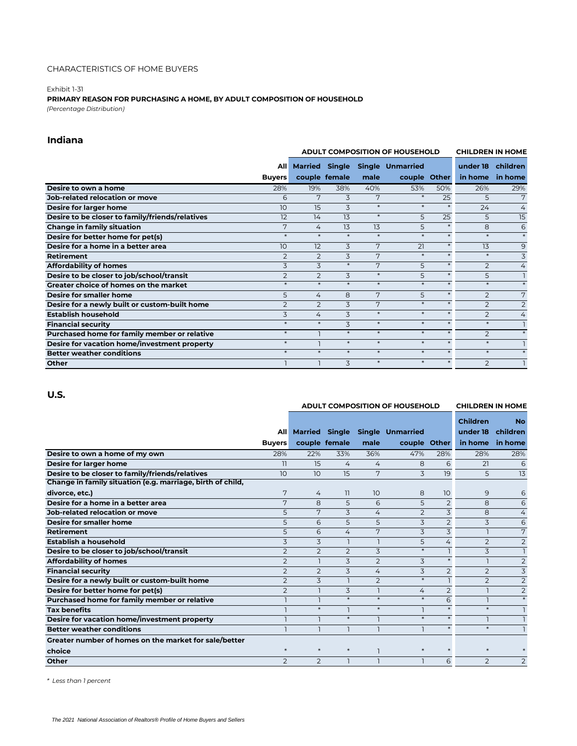CHARACTERISTICS OF HOME BUYERS

Exhibit 1-31

**PRIMARY REASON FOR PURCHASING A HOME, BY ADULT COMPOSITION OF HOUSEHOLD**

*(Percentage Distribution)*

## Indiana

| | | ADULT COMPOSITION OF HOUSEHOLD | | | | | CHILDREN IN HOME | |
|---|---|---|---|---|---|---|---|---|
| | All Buyers | Married couple | Single female | Single male | Unmarried couple | Other | under 18 in home | children in home |
| **Desire to own a home** | 28% | 19% | 38% | 40% | 53% | 50% | 26% | 29% |
| **Job-related relocation or move** | 6 | 7 | 3 | 7 | * | 25 | 5 | 7 |
| **Desire for larger home** | 10 | 15 | 3 | * | * | * | 24 | 4 |
| **Desire to be closer to family/friends/relatives** | 12 | 14 | 13 | * | 5 | 25 | 5 | 15 |
| **Change in family situation** | 7 | 4 | 13 | 13 | 5 | * | 8 | 6 |
| **Desire for better home for pet(s)** | * | * | * | * | * | * | * | * |
| **Desire for a home in a better area** | 10 | 12 | 3 | 7 | 21 | * | 13 | 9 |
| **Retirement** | 2 | 2 | 3 | 7 | * | * | * | 3 |
| **Affordability of homes** | 3 | 3 | * | 7 | 5 | * | 2 | 4 |
| **Desire to be closer to job/school/transit** | 2 | 2 | 3 | * | 5 | * | 5 | 1 |
| **Greater choice of homes on the market** | * | * | * | * | * | * | * | * |
| **Desire for smaller home** | 5 | 4 | 8 | 7 | 5 | * | 2 | 7 |
| **Desire for a newly built or custom-built home** | 2 | 2 | 3 | 7 | * | * | 2 | 2 |
| **Establish household** | 3 | 4 | 3 | * | * | * | 2 | 4 |
| **Financial security** | * | * | 3 | * | * | * | * | 1 |
| **Purchased home for family member or relative** | * | 1 | * | * | * | * | 2 | * |
| **Desire for vacation home/investment property** | * | 1 | * | * | * | * | * | 1 |
| **Better weather conditions** | * | * | * | * | * | * | * | * |
| **Other** | 1 | 1 | 3 | * | * | * | 2 | 1 |

## U.S.

| | | ADULT COMPOSITION OF HOUSEHOLD | | | | | CHILDREN IN HOME | |
|---|---|---|---|---|---|---|---|---|
| | All Buyers | Married couple | Single female | Single male | Unmarried couple | Other | Children under 18 in home | No children in home |
| **Desire to own a home of my own** | 28% | 22% | 33% | 36% | 47% | 28% | 28% | 28% |
| **Desire for larger home** | 11 | 15 | 4 | 4 | 8 | 6 | 21 | 6 |
| **Desire to be closer to family/friends/relatives** | 10 | 10 | 15 | 7 | 3 | 19 | 5 | 13 |
| **Change in family situation (e.g. marriage, birth of child, divorce, etc.)** | 7 | 4 | 11 | 10 | 8 | 10 | 9 | 6 |
| **Desire for a home in a better area** | 7 | 8 | 5 | 6 | 5 | 2 | 8 | 6 |
| **Job-related relocation or move** | 5 | 7 | 3 | 4 | 2 | 3 | 8 | 4 |
| **Desire for smaller home** | 5 | 6 | 5 | 5 | 3 | 2 | 3 | 6 |
| **Retirement** | 5 | 6 | 4 | 7 | 3 | 3 | 1 | 7 |
| **Establish a household** | 3 | 3 | 1 | 1 | 5 | 4 | 2 | 2 |
| **Desire to be closer to job/school/transit** | 2 | 2 | 2 | 3 | * | 1 | 3 | 1 |
| **Affordability of homes** | 2 | 1 | 3 | 2 | 3 | * | 1 | 2 |
| **Financial security** | 2 | 2 | 3 | 4 | 3 | 2 | 2 | 3 |
| **Desire for a newly built or custom-built home** | 2 | 3 | 1 | 2 | * | 1 | 2 | 2 |
| **Desire for better home for pet(s)** | 2 | 1 | 3 | 1 | 4 | 2 | 1 | 2 |
| **Purchased home for family member or relative** | 1 | 1 | * | * | * | 6 | 1 | * |
| **Tax benefits** | 1 | * | 1 | * | 1 | * | * | 1 |
| **Desire for vacation home/investment property** | 1 | 1 | * | 1 | * | * | 1 | 1 |
| **Better weather conditions** | 1 | 1 | 1 | 1 | 1 | * | * | 1 |
| **Greater number of homes on the market for sale/better choice** | * | * | * | 1 | * | * | * | * |
| **Other** | 2 | 2 | 1 | 1 | 1 | 6 | 2 | 2 |

*\* Less than 1 percent*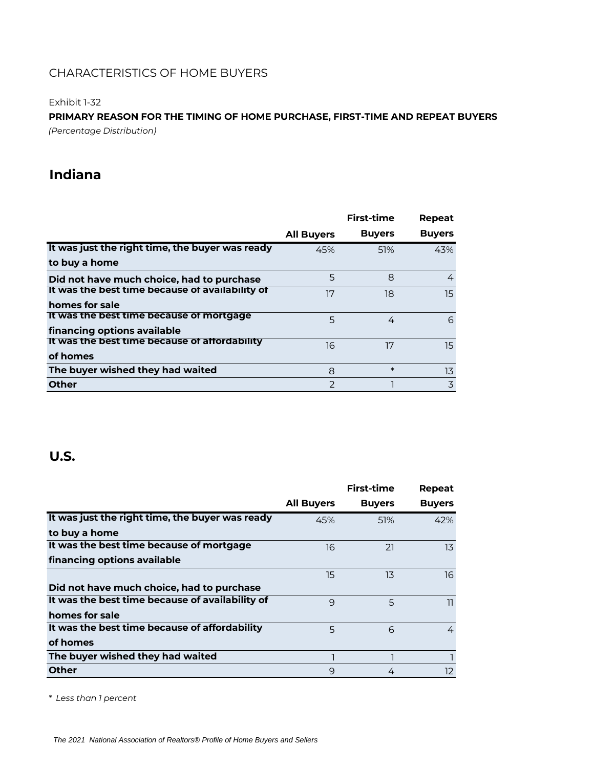CHARACTERISTICS OF HOME BUYERS

Exhibit 1-32

**PRIMARY REASON FOR THE TIMING OF HOME PURCHASE, FIRST-TIME AND REPEAT BUYERS**

*(Percentage Distribution)*

## Indiana

| | All Buyers | First-time Buyers | Repeat Buyers |
|---|---|---|---|
| **It was just the right time, the buyer was ready to buy a home** | 45% | 51% | 43% |
| **Did not have much choice, had to purchase** | 5 | 8 | 4 |
| **It was the best time because of availability of homes for sale** | 17 | 18 | 15 |
| **It was the best time because of mortgage financing options available** | 5 | 4 | 6 |
| **It was the best time because of affordability of homes** | 16 | 17 | 15 |
| **The buyer wished they had waited** | 8 | * | 13 |
| **Other** | 2 | 1 | 3 |

## U.S.

| | All Buyers | First-time Buyers | Repeat Buyers |
|---|---|---|---|
| **It was just the right time, the buyer was ready to buy a home** | 45% | 51% | 42% |
| **It was the best time because of mortgage financing options available** | 16 | 21 | 13 |
| **Did not have much choice, had to purchase** | 15 | 13 | 16 |
| **It was the best time because of availability of homes for sale** | 9 | 5 | 11 |
| **It was the best time because of affordability of homes** | 5 | 6 | 4 |
| **The buyer wished they had waited** | 1 | 1 | 1 |
| **Other** | 9 | 4 | 12 |

* *Less than 1 percent*

*The 2021 National Association of Realtors® Profile of Home Buyers and Sellers*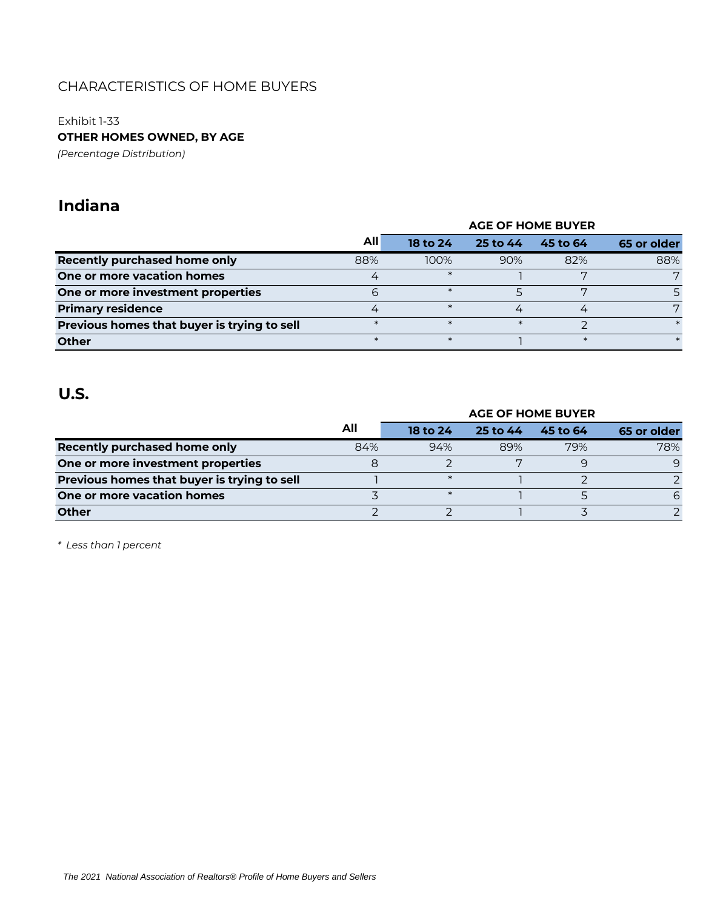CHARACTERISTICS OF HOME BUYERS

Exhibit 1-33

**OTHER HOMES OWNED, BY AGE**

*(Percentage Distribution)*

## Indiana

| | | AGE OF HOME BUYER | | | |
|---|---|---|---|---|---|
| | All | 18 to 24 | 25 to 44 | 45 to 64 | 65 or older |
| **Recently purchased home only** | 88% | 100% | 90% | 82% | 88% |
| **One or more vacation homes** | 4 | * | 1 | 7 | 7 |
| **One or more investment properties** | 6 | * | 5 | 7 | 5 |
| **Primary residence** | 4 | * | 4 | 4 | 7 |
| **Previous homes that buyer is trying to sell** | * | * | * | 2 | * |
| **Other** | * | * | 1 | * | * |

## U.S.

| | | AGE OF HOME BUYER | | | |
|---|---|---|---|---|---|
| | All | 18 to 24 | 25 to 44 | 45 to 64 | 65 or older |
| **Recently purchased home only** | 84% | 94% | 89% | 79% | 78% |
| **One or more investment properties** | 8 | 2 | 7 | 9 | 9 |
| **Previous homes that buyer is trying to sell** | 1 | * | 1 | 2 | 2 |
| **One or more vacation homes** | 3 | * | 1 | 5 | 6 |
| **Other** | 2 | 2 | 1 | 3 | 2 |

* *Less than 1 percent*